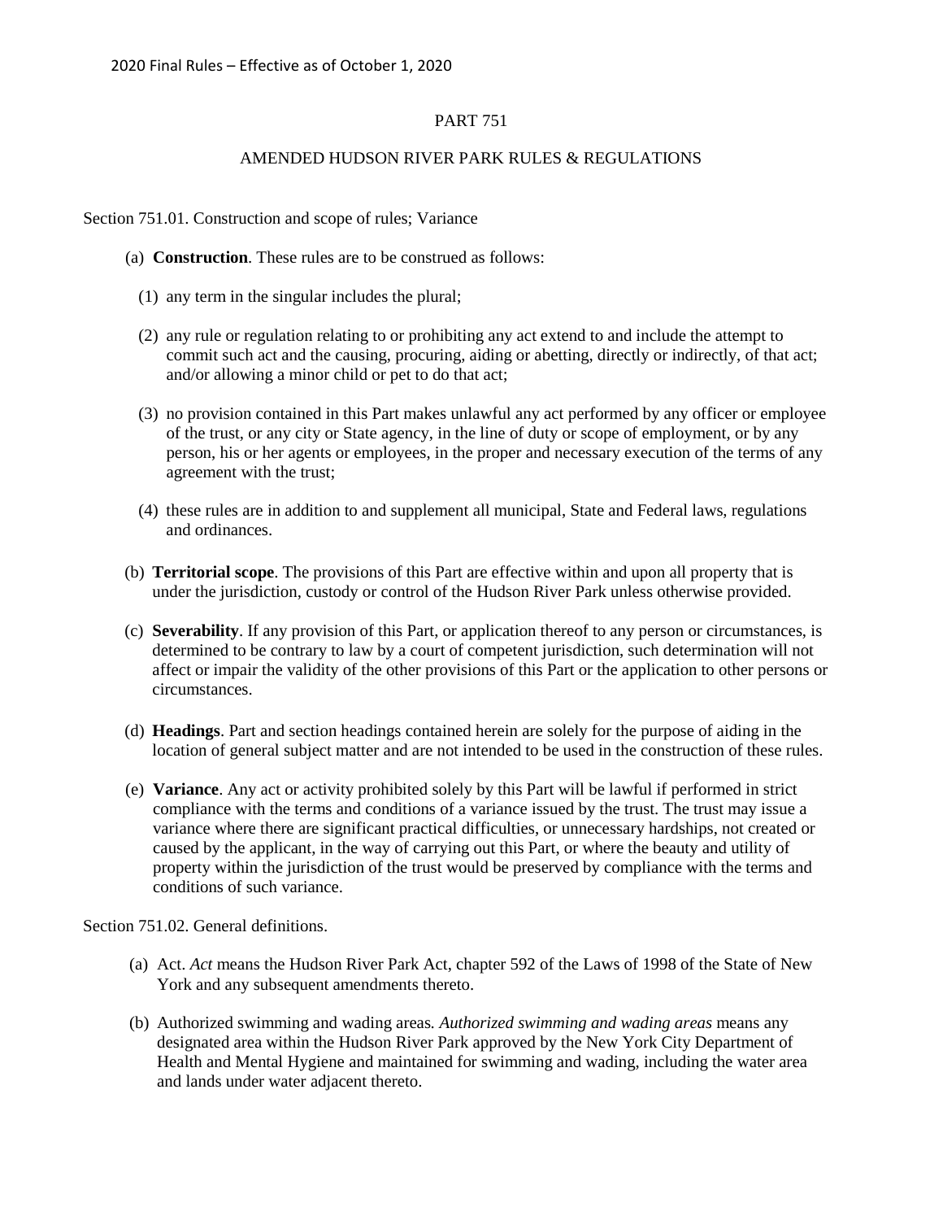2020 Final Rules – Effective as of October 1, 2020

# PART 751

## AMENDED HUDSON RIVER PARK RULES & REGULATIONS

Section 751.01. Construction and scope of rules; Variance

(a) **Construction**. These rules are to be construed as follows:

(1) any term in the singular includes the plural;

(2) any rule or regulation relating to or prohibiting any act extend to and include the attempt to commit such act and the causing, procuring, aiding or abetting, directly or indirectly, of that act; and/or allowing a minor child or pet to do that act;

(3) no provision contained in this Part makes unlawful any act performed by any officer or employee of the trust, or any city or State agency, in the line of duty or scope of employment, or by any person, his or her agents or employees, in the proper and necessary execution of the terms of any agreement with the trust;

(4) these rules are in addition to and supplement all municipal, State and Federal laws, regulations and ordinances.

(b) **Territorial scope**. The provisions of this Part are effective within and upon all property that is under the jurisdiction, custody or control of the Hudson River Park unless otherwise provided.

(c) **Severability**. If any provision of this Part, or application thereof to any person or circumstances, is determined to be contrary to law by a court of competent jurisdiction, such determination will not affect or impair the validity of the other provisions of this Part or the application to other persons or circumstances.

(d) **Headings**. Part and section headings contained herein are solely for the purpose of aiding in the location of general subject matter and are not intended to be used in the construction of these rules.

(e) **Variance**. Any act or activity prohibited solely by this Part will be lawful if performed in strict compliance with the terms and conditions of a variance issued by the trust. The trust may issue a variance where there are significant practical difficulties, or unnecessary hardships, not created or caused by the applicant, in the way of carrying out this Part, or where the beauty and utility of property within the jurisdiction of the trust would be preserved by compliance with the terms and conditions of such variance.

Section 751.02. General definitions.

(a) Act. *Act* means the Hudson River Park Act, chapter 592 of the Laws of 1998 of the State of New York and any subsequent amendments thereto.

(b) Authorized swimming and wading areas. *Authorized swimming and wading areas* means any designated area within the Hudson River Park approved by the New York City Department of Health and Mental Hygiene and maintained for swimming and wading, including the water area and lands under water adjacent thereto.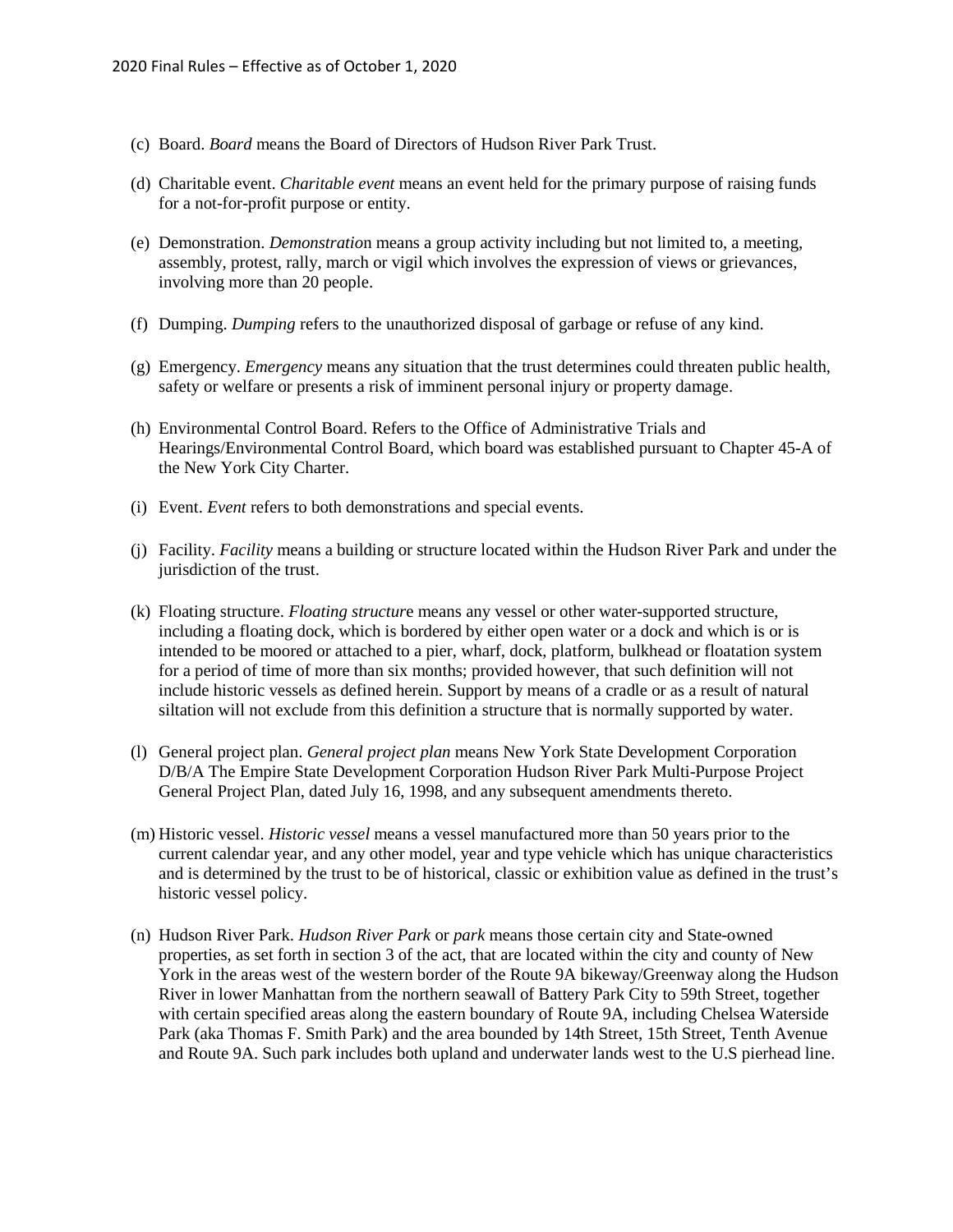(c) Board. *Board* means the Board of Directors of Hudson River Park Trust.

(d) Charitable event. *Charitable event* means an event held for the primary purpose of raising funds for a not-for-profit purpose or entity.

(e) Demonstration. *Demonstration* means a group activity including but not limited to, a meeting, assembly, protest, rally, march or vigil which involves the expression of views or grievances, involving more than 20 people.

(f) Dumping. *Dumping* refers to the unauthorized disposal of garbage or refuse of any kind.

(g) Emergency. *Emergency* means any situation that the trust determines could threaten public health, safety or welfare or presents a risk of imminent personal injury or property damage.

(h) Environmental Control Board. Refers to the Office of Administrative Trials and Hearings/Environmental Control Board, which board was established pursuant to Chapter 45-A of the New York City Charter.

(i) Event. *Event* refers to both demonstrations and special events.

(j) Facility. *Facility* means a building or structure located within the Hudson River Park and under the jurisdiction of the trust.

(k) Floating structure. *Floating structure* means any vessel or other water-supported structure, including a floating dock, which is bordered by either open water or a dock and which is or is intended to be moored or attached to a pier, wharf, dock, platform, bulkhead or floatation system for a period of time of more than six months; provided however, that such definition will not include historic vessels as defined herein. Support by means of a cradle or as a result of natural siltation will not exclude from this definition a structure that is normally supported by water.

(l) General project plan. *General project plan* means New York State Development Corporation D/B/A The Empire State Development Corporation Hudson River Park Multi-Purpose Project General Project Plan, dated July 16, 1998, and any subsequent amendments thereto.

(m) Historic vessel. *Historic vessel* means a vessel manufactured more than 50 years prior to the current calendar year, and any other model, year and type vehicle which has unique characteristics and is determined by the trust to be of historical, classic or exhibition value as defined in the trust's historic vessel policy.

(n) Hudson River Park. *Hudson River Park* or *park* means those certain city and State-owned properties, as set forth in section 3 of the act, that are located within the city and county of New York in the areas west of the western border of the Route 9A bikeway/Greenway along the Hudson River in lower Manhattan from the northern seawall of Battery Park City to 59th Street, together with certain specified areas along the eastern boundary of Route 9A, including Chelsea Waterside Park (aka Thomas F. Smith Park) and the area bounded by 14th Street, 15th Street, Tenth Avenue and Route 9A. Such park includes both upland and underwater lands west to the U.S pierhead line.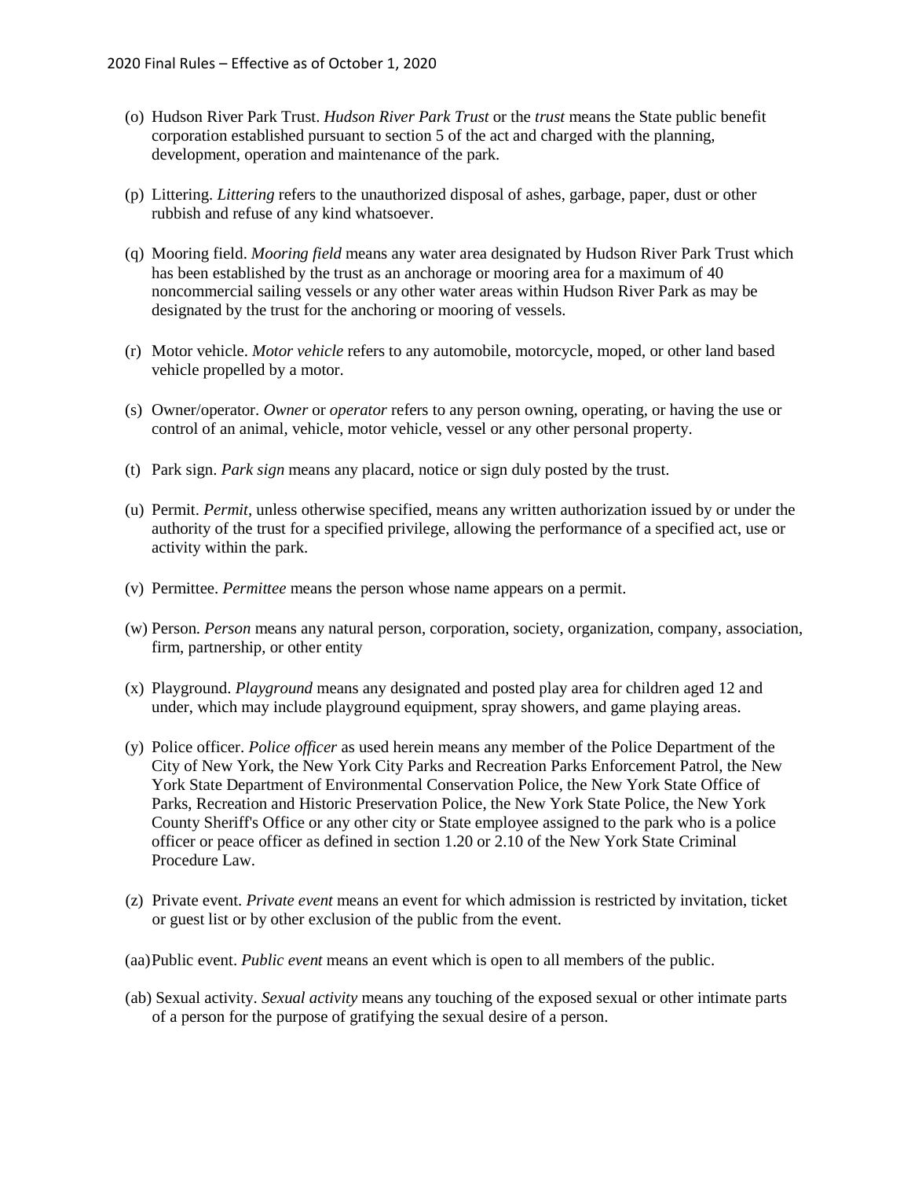(o) Hudson River Park Trust. *Hudson River Park Trust* or the *trust* means the State public benefit corporation established pursuant to section 5 of the act and charged with the planning, development, operation and maintenance of the park.

(p) Littering. *Littering* refers to the unauthorized disposal of ashes, garbage, paper, dust or other rubbish and refuse of any kind whatsoever.

(q) Mooring field. *Mooring field* means any water area designated by Hudson River Park Trust which has been established by the trust as an anchorage or mooring area for a maximum of 40 noncommercial sailing vessels or any other water areas within Hudson River Park as may be designated by the trust for the anchoring or mooring of vessels.

(r) Motor vehicle. *Motor vehicle* refers to any automobile, motorcycle, moped, or other land based vehicle propelled by a motor.

(s) Owner/operator. *Owner* or *operator* refers to any person owning, operating, or having the use or control of an animal, vehicle, motor vehicle, vessel or any other personal property.

(t) Park sign. *Park sign* means any placard, notice or sign duly posted by the trust.

(u) Permit. *Permit*, unless otherwise specified, means any written authorization issued by or under the authority of the trust for a specified privilege, allowing the performance of a specified act, use or activity within the park.

(v) Permittee. *Permittee* means the person whose name appears on a permit.

(w) Person. *Person* means any natural person, corporation, society, organization, company, association, firm, partnership, or other entity

(x) Playground. *Playground* means any designated and posted play area for children aged 12 and under, which may include playground equipment, spray showers, and game playing areas.

(y) Police officer. *Police officer* as used herein means any member of the Police Department of the City of New York, the New York City Parks and Recreation Parks Enforcement Patrol, the New York State Department of Environmental Conservation Police, the New York State Office of Parks, Recreation and Historic Preservation Police, the New York State Police, the New York County Sheriff's Office or any other city or State employee assigned to the park who is a police officer or peace officer as defined in section 1.20 or 2.10 of the New York State Criminal Procedure Law.

(z) Private event. *Private event* means an event for which admission is restricted by invitation, ticket or guest list or by other exclusion of the public from the event.

(aa) Public event. *Public event* means an event which is open to all members of the public.

(ab) Sexual activity. *Sexual activity* means any touching of the exposed sexual or other intimate parts of a person for the purpose of gratifying the sexual desire of a person.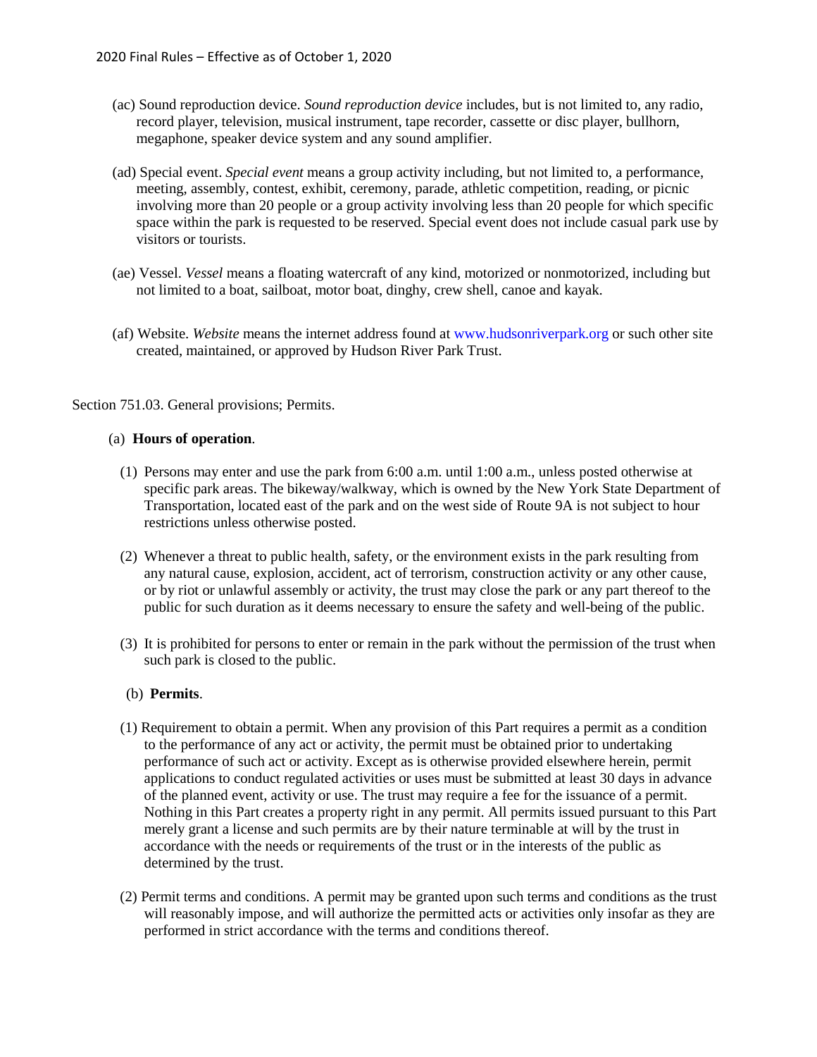(ac) Sound reproduction device. *Sound reproduction device* includes, but is not limited to, any radio, record player, television, musical instrument, tape recorder, cassette or disc player, bullhorn, megaphone, speaker device system and any sound amplifier.

(ad) Special event. *Special event* means a group activity including, but not limited to, a performance, meeting, assembly, contest, exhibit, ceremony, parade, athletic competition, reading, or picnic involving more than 20 people or a group activity involving less than 20 people for which specific space within the park is requested to be reserved. Special event does not include casual park use by visitors or tourists.

(ae) Vessel. *Vessel* means a floating watercraft of any kind, motorized or nonmotorized, including but not limited to a boat, sailboat, motor boat, dinghy, crew shell, canoe and kayak.

(af) Website. *Website* means the internet address found at www.hudsonriverpark.org or such other site created, maintained, or approved by Hudson River Park Trust.

Section 751.03. General provisions; Permits.

(a) **Hours of operation**.

(1) Persons may enter and use the park from 6:00 a.m. until 1:00 a.m., unless posted otherwise at specific park areas. The bikeway/walkway, which is owned by the New York State Department of Transportation, located east of the park and on the west side of Route 9A is not subject to hour restrictions unless otherwise posted.

(2) Whenever a threat to public health, safety, or the environment exists in the park resulting from any natural cause, explosion, accident, act of terrorism, construction activity or any other cause, or by riot or unlawful assembly or activity, the trust may close the park or any part thereof to the public for such duration as it deems necessary to ensure the safety and well-being of the public.

(3) It is prohibited for persons to enter or remain in the park without the permission of the trust when such park is closed to the public.

(b) **Permits**.

(1) Requirement to obtain a permit. When any provision of this Part requires a permit as a condition to the performance of any act or activity, the permit must be obtained prior to undertaking performance of such act or activity. Except as is otherwise provided elsewhere herein, permit applications to conduct regulated activities or uses must be submitted at least 30 days in advance of the planned event, activity or use. The trust may require a fee for the issuance of a permit. Nothing in this Part creates a property right in any permit. All permits issued pursuant to this Part merely grant a license and such permits are by their nature terminable at will by the trust in accordance with the needs or requirements of the trust or in the interests of the public as determined by the trust.

(2) Permit terms and conditions. A permit may be granted upon such terms and conditions as the trust will reasonably impose, and will authorize the permitted acts or activities only insofar as they are performed in strict accordance with the terms and conditions thereof.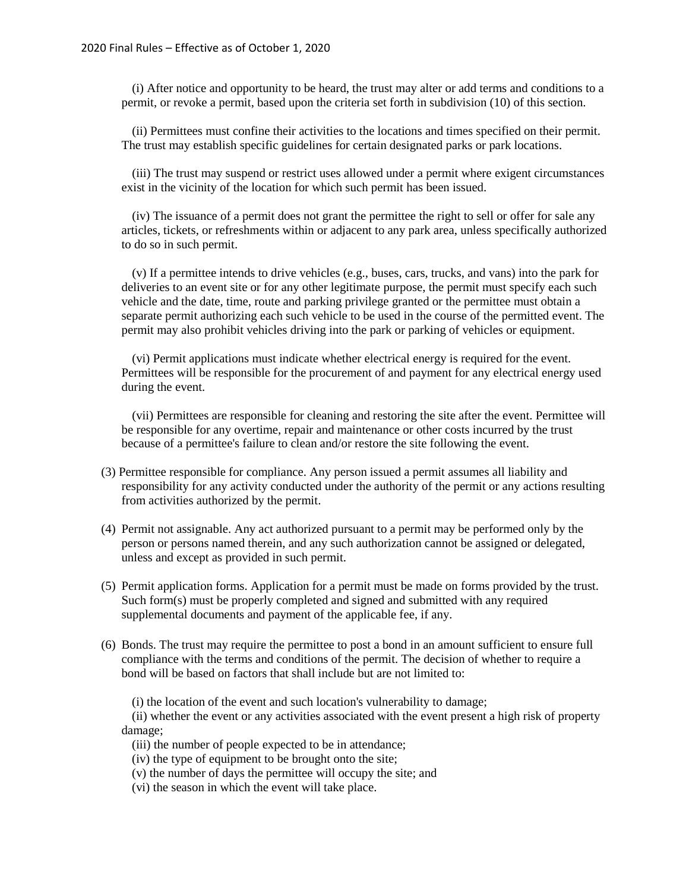(i) After notice and opportunity to be heard, the trust may alter or add terms and conditions to a permit, or revoke a permit, based upon the criteria set forth in subdivision (10) of this section.

(ii) Permittees must confine their activities to the locations and times specified on their permit. The trust may establish specific guidelines for certain designated parks or park locations.

(iii) The trust may suspend or restrict uses allowed under a permit where exigent circumstances exist in the vicinity of the location for which such permit has been issued.

(iv) The issuance of a permit does not grant the permittee the right to sell or offer for sale any articles, tickets, or refreshments within or adjacent to any park area, unless specifically authorized to do so in such permit.

(v) If a permittee intends to drive vehicles (e.g., buses, cars, trucks, and vans) into the park for deliveries to an event site or for any other legitimate purpose, the permit must specify each such vehicle and the date, time, route and parking privilege granted or the permittee must obtain a separate permit authorizing each such vehicle to be used in the course of the permitted event. The permit may also prohibit vehicles driving into the park or parking of vehicles or equipment.

(vi) Permit applications must indicate whether electrical energy is required for the event. Permittees will be responsible for the procurement of and payment for any electrical energy used during the event.

(vii) Permittees are responsible for cleaning and restoring the site after the event. Permittee will be responsible for any overtime, repair and maintenance or other costs incurred by the trust because of a permittee's failure to clean and/or restore the site following the event.

(3) Permittee responsible for compliance. Any person issued a permit assumes all liability and responsibility for any activity conducted under the authority of the permit or any actions resulting from activities authorized by the permit.

(4) Permit not assignable. Any act authorized pursuant to a permit may be performed only by the person or persons named therein, and any such authorization cannot be assigned or delegated, unless and except as provided in such permit.

(5) Permit application forms. Application for a permit must be made on forms provided by the trust. Such form(s) must be properly completed and signed and submitted with any required supplemental documents and payment of the applicable fee, if any.

(6) Bonds. The trust may require the permittee to post a bond in an amount sufficient to ensure full compliance with the terms and conditions of the permit. The decision of whether to require a bond will be based on factors that shall include but are not limited to:

(i) the location of the event and such location's vulnerability to damage;
(ii) whether the event or any activities associated with the event present a high risk of property damage;
(iii) the number of people expected to be in attendance;
(iv) the type of equipment to be brought onto the site;
(v) the number of days the permittee will occupy the site; and
(vi) the season in which the event will take place.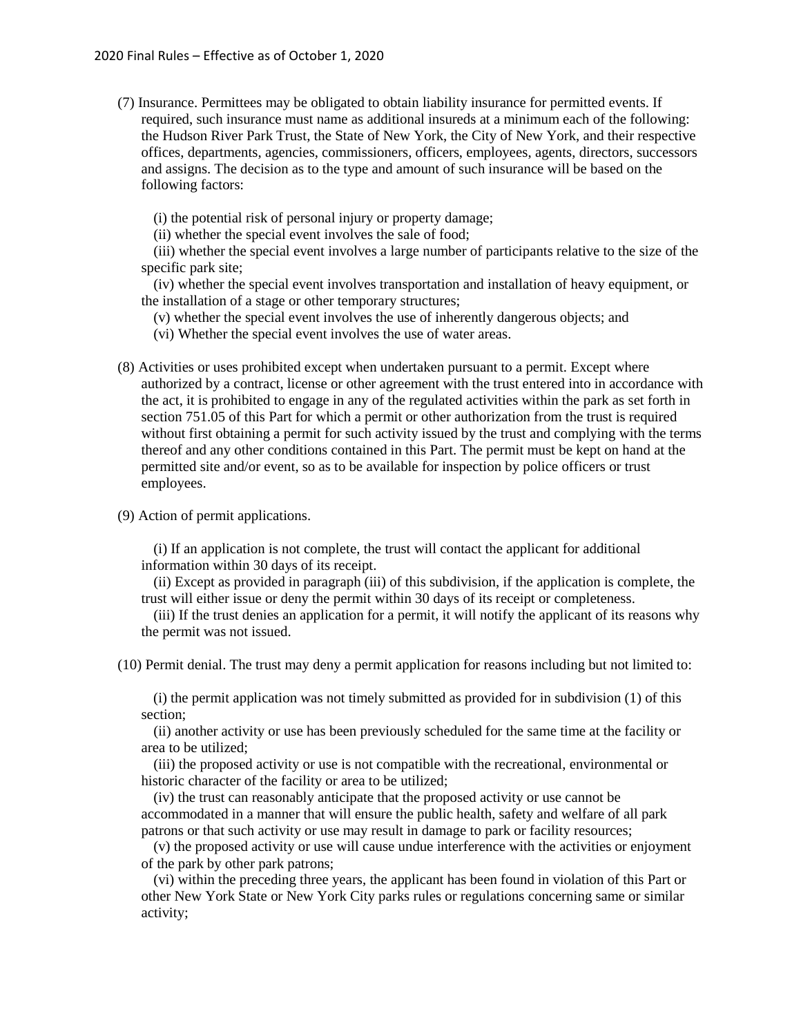(7) Insurance. Permittees may be obligated to obtain liability insurance for permitted events. If required, such insurance must name as additional insureds at a minimum each of the following: the Hudson River Park Trust, the State of New York, the City of New York, and their respective offices, departments, agencies, commissioners, officers, employees, agents, directors, successors and assigns. The decision as to the type and amount of such insurance will be based on the following factors:

(i) the potential risk of personal injury or property damage;
(ii) whether the special event involves the sale of food;
(iii) whether the special event involves a large number of participants relative to the size of the specific park site;
(iv) whether the special event involves transportation and installation of heavy equipment, or the installation of a stage or other temporary structures;
(v) whether the special event involves the use of inherently dangerous objects; and
(vi) Whether the special event involves the use of water areas.

(8) Activities or uses prohibited except when undertaken pursuant to a permit. Except where authorized by a contract, license or other agreement with the trust entered into in accordance with the act, it is prohibited to engage in any of the regulated activities within the park as set forth in section 751.05 of this Part for which a permit or other authorization from the trust is required without first obtaining a permit for such activity issued by the trust and complying with the terms thereof and any other conditions contained in this Part. The permit must be kept on hand at the permitted site and/or event, so as to be available for inspection by police officers or trust employees.

(9) Action of permit applications.

(i) If an application is not complete, the trust will contact the applicant for additional information within 30 days of its receipt.
(ii) Except as provided in paragraph (iii) of this subdivision, if the application is complete, the trust will either issue or deny the permit within 30 days of its receipt or completeness.
(iii) If the trust denies an application for a permit, it will notify the applicant of its reasons why the permit was not issued.

(10) Permit denial. The trust may deny a permit application for reasons including but not limited to:

(i) the permit application was not timely submitted as provided for in subdivision (1) of this section;
(ii) another activity or use has been previously scheduled for the same time at the facility or area to be utilized;
(iii) the proposed activity or use is not compatible with the recreational, environmental or historic character of the facility or area to be utilized;
(iv) the trust can reasonably anticipate that the proposed activity or use cannot be accommodated in a manner that will ensure the public health, safety and welfare of all park patrons or that such activity or use may result in damage to park or facility resources;
(v) the proposed activity or use will cause undue interference with the activities or enjoyment of the park by other park patrons;
(vi) within the preceding three years, the applicant has been found in violation of this Part or other New York State or New York City parks rules or regulations concerning same or similar activity;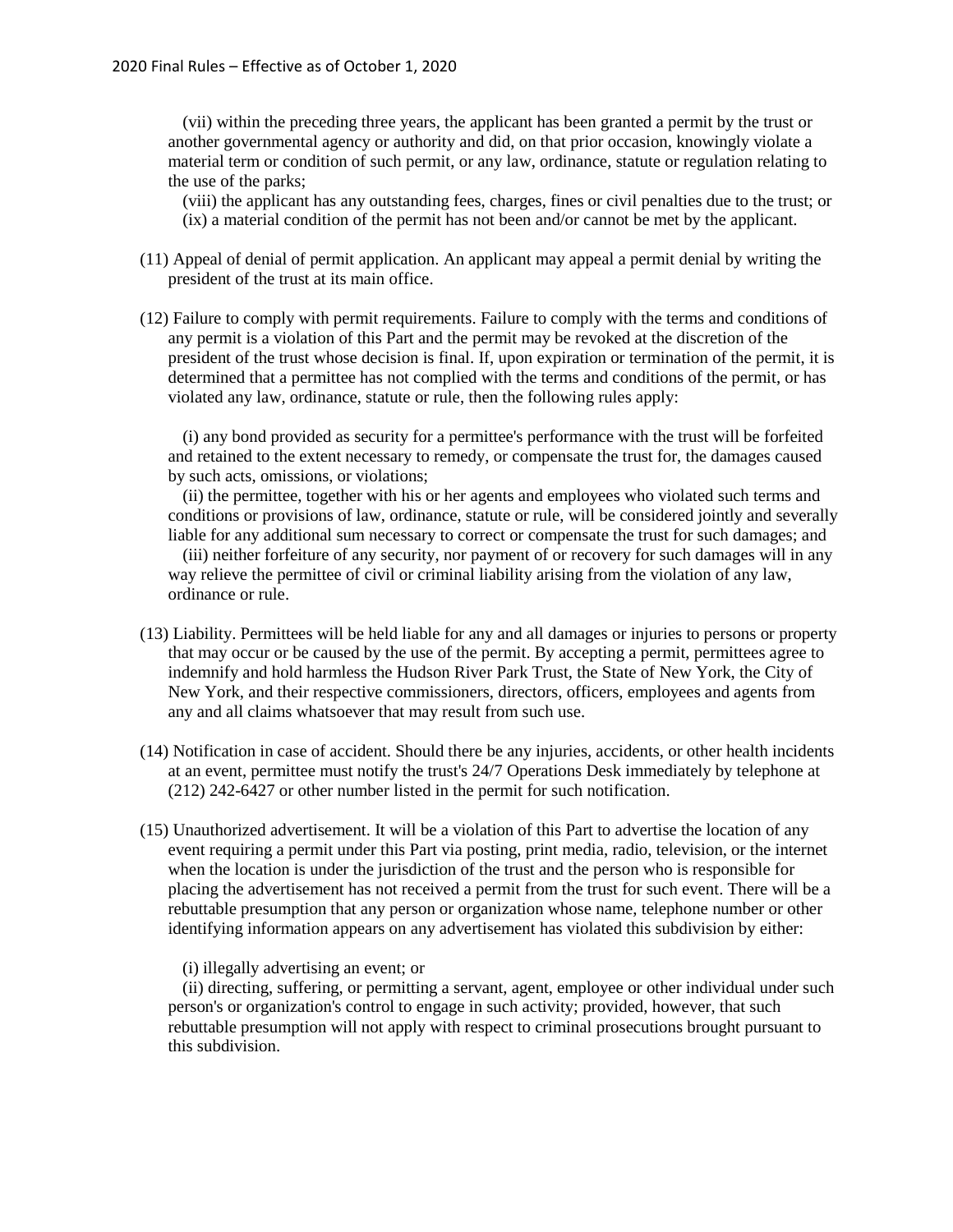(vii) within the preceding three years, the applicant has been granted a permit by the trust or another governmental agency or authority and did, on that prior occasion, knowingly violate a material term or condition of such permit, or any law, ordinance, statute or regulation relating to the use of the parks;

(viii) the applicant has any outstanding fees, charges, fines or civil penalties due to the trust; or

(ix) a material condition of the permit has not been and/or cannot be met by the applicant.

(11) Appeal of denial of permit application. An applicant may appeal a permit denial by writing the president of the trust at its main office.

(12) Failure to comply with permit requirements. Failure to comply with the terms and conditions of any permit is a violation of this Part and the permit may be revoked at the discretion of the president of the trust whose decision is final. If, upon expiration or termination of the permit, it is determined that a permittee has not complied with the terms and conditions of the permit, or has violated any law, ordinance, statute or rule, then the following rules apply:

(i) any bond provided as security for a permittee's performance with the trust will be forfeited and retained to the extent necessary to remedy, or compensate the trust for, the damages caused by such acts, omissions, or violations;

(ii) the permittee, together with his or her agents and employees who violated such terms and conditions or provisions of law, ordinance, statute or rule, will be considered jointly and severally liable for any additional sum necessary to correct or compensate the trust for such damages; and

(iii) neither forfeiture of any security, nor payment of or recovery for such damages will in any way relieve the permittee of civil or criminal liability arising from the violation of any law, ordinance or rule.

(13) Liability. Permittees will be held liable for any and all damages or injuries to persons or property that may occur or be caused by the use of the permit. By accepting a permit, permittees agree to indemnify and hold harmless the Hudson River Park Trust, the State of New York, the City of New York, and their respective commissioners, directors, officers, employees and agents from any and all claims whatsoever that may result from such use.

(14) Notification in case of accident. Should there be any injuries, accidents, or other health incidents at an event, permittee must notify the trust's 24/7 Operations Desk immediately by telephone at (212) 242-6427 or other number listed in the permit for such notification.

(15) Unauthorized advertisement. It will be a violation of this Part to advertise the location of any event requiring a permit under this Part via posting, print media, radio, television, or the internet when the location is under the jurisdiction of the trust and the person who is responsible for placing the advertisement has not received a permit from the trust for such event. There will be a rebuttable presumption that any person or organization whose name, telephone number or other identifying information appears on any advertisement has violated this subdivision by either:

(i) illegally advertising an event; or

(ii) directing, suffering, or permitting a servant, agent, employee or other individual under such person's or organization's control to engage in such activity; provided, however, that such rebuttable presumption will not apply with respect to criminal prosecutions brought pursuant to this subdivision.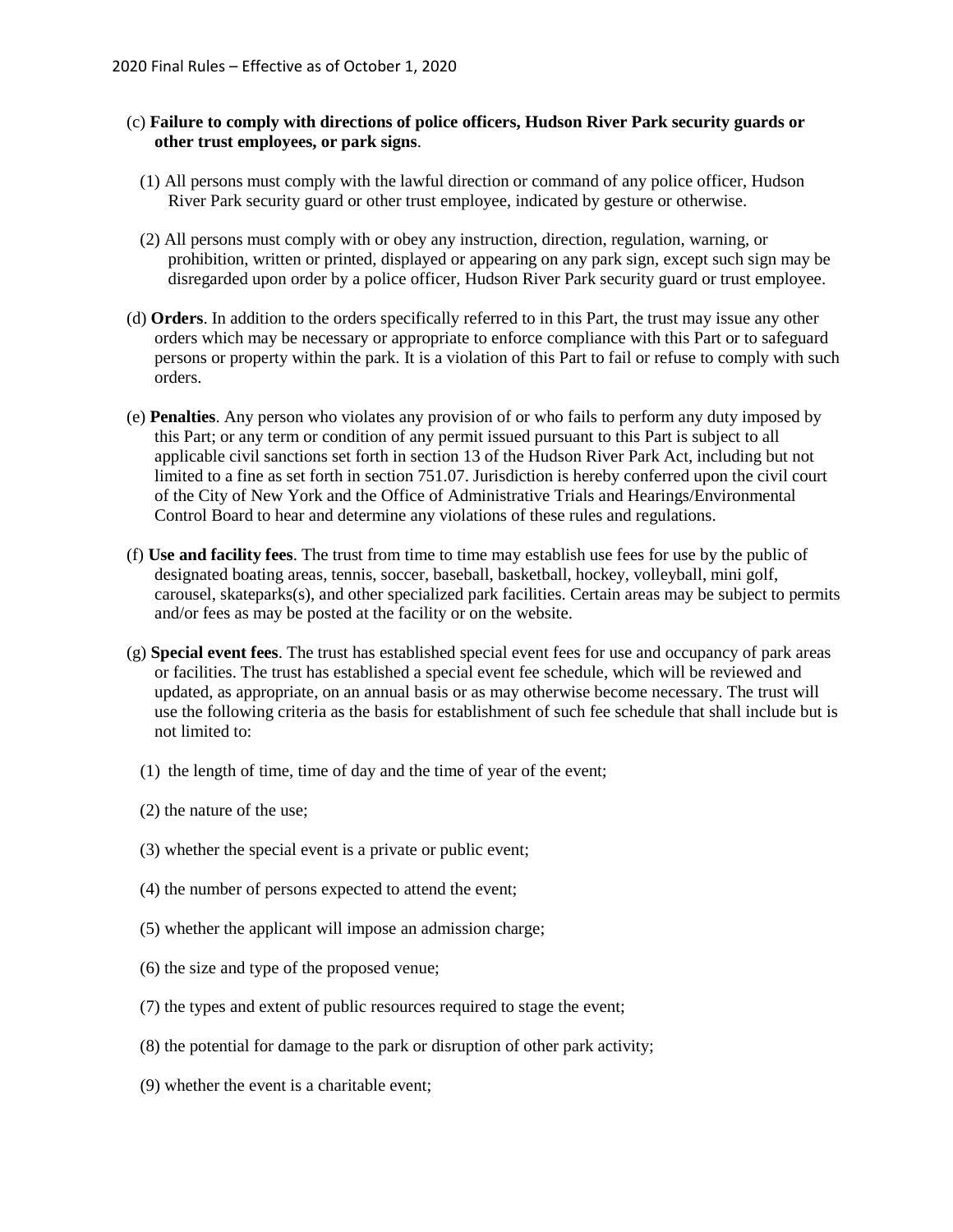(c) **Failure to comply with directions of police officers, Hudson River Park security guards or other trust employees, or park signs**.

(1) All persons must comply with the lawful direction or command of any police officer, Hudson River Park security guard or other trust employee, indicated by gesture or otherwise.

(2) All persons must comply with or obey any instruction, direction, regulation, warning, or prohibition, written or printed, displayed or appearing on any park sign, except such sign may be disregarded upon order by a police officer, Hudson River Park security guard or trust employee.

(d) **Orders**. In addition to the orders specifically referred to in this Part, the trust may issue any other orders which may be necessary or appropriate to enforce compliance with this Part or to safeguard persons or property within the park. It is a violation of this Part to fail or refuse to comply with such orders.

(e) **Penalties**. Any person who violates any provision of or who fails to perform any duty imposed by this Part; or any term or condition of any permit issued pursuant to this Part is subject to all applicable civil sanctions set forth in section 13 of the Hudson River Park Act, including but not limited to a fine as set forth in section 751.07. Jurisdiction is hereby conferred upon the civil court of the City of New York and the Office of Administrative Trials and Hearings/Environmental Control Board to hear and determine any violations of these rules and regulations.

(f) **Use and facility fees**. The trust from time to time may establish use fees for use by the public of designated boating areas, tennis, soccer, baseball, basketball, hockey, volleyball, mini golf, carousel, skateparks(s), and other specialized park facilities. Certain areas may be subject to permits and/or fees as may be posted at the facility or on the website.

(g) **Special event fees**. The trust has established special event fees for use and occupancy of park areas or facilities. The trust has established a special event fee schedule, which will be reviewed and updated, as appropriate, on an annual basis or as may otherwise become necessary. The trust will use the following criteria as the basis for establishment of such fee schedule that shall include but is not limited to:

(1) the length of time, time of day and the time of year of the event;

(2) the nature of the use;

(3) whether the special event is a private or public event;

(4) the number of persons expected to attend the event;

(5) whether the applicant will impose an admission charge;

(6) the size and type of the proposed venue;

(7) the types and extent of public resources required to stage the event;

(8) the potential for damage to the park or disruption of other park activity;

(9) whether the event is a charitable event;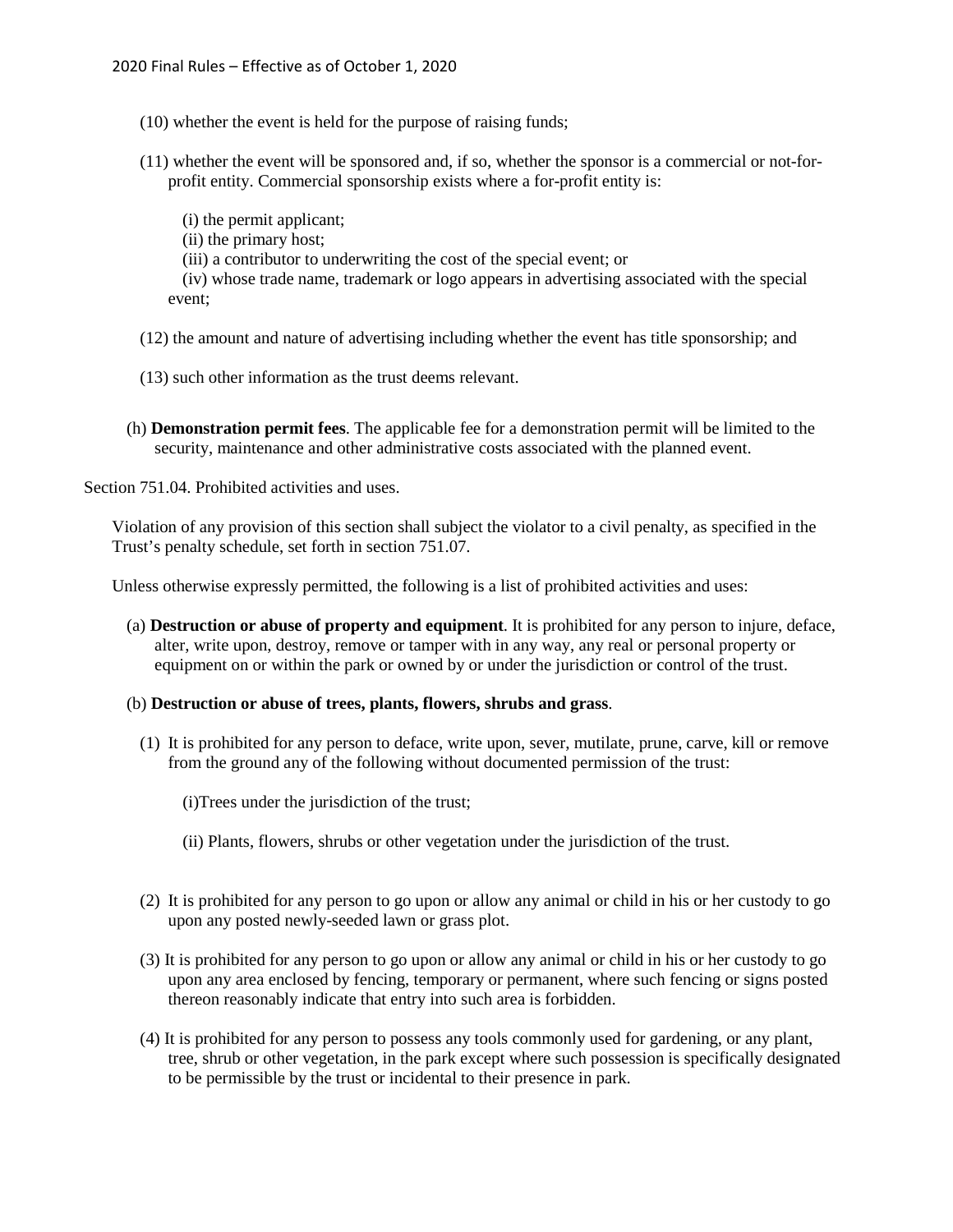(10) whether the event is held for the purpose of raising funds;

(11) whether the event will be sponsored and, if so, whether the sponsor is a commercial or not-for-profit entity. Commercial sponsorship exists where a for-profit entity is:

(i) the permit applicant;
(ii) the primary host;
(iii) a contributor to underwriting the cost of the special event; or
(iv) whose trade name, trademark or logo appears in advertising associated with the special event;

(12) the amount and nature of advertising including whether the event has title sponsorship; and

(13) such other information as the trust deems relevant.

(h) **Demonstration permit fees**. The applicable fee for a demonstration permit will be limited to the security, maintenance and other administrative costs associated with the planned event.

Section 751.04. Prohibited activities and uses.

Violation of any provision of this section shall subject the violator to a civil penalty, as specified in the Trust's penalty schedule, set forth in section 751.07.

Unless otherwise expressly permitted, the following is a list of prohibited activities and uses:

(a) **Destruction or abuse of property and equipment**. It is prohibited for any person to injure, deface, alter, write upon, destroy, remove or tamper with in any way, any real or personal property or equipment on or within the park or owned by or under the jurisdiction or control of the trust.

(b) **Destruction or abuse of trees, plants, flowers, shrubs and grass**.

(1) It is prohibited for any person to deface, write upon, sever, mutilate, prune, carve, kill or remove from the ground any of the following without documented permission of the trust:

(i)Trees under the jurisdiction of the trust;

(ii) Plants, flowers, shrubs or other vegetation under the jurisdiction of the trust.

(2) It is prohibited for any person to go upon or allow any animal or child in his or her custody to go upon any posted newly-seeded lawn or grass plot.

(3) It is prohibited for any person to go upon or allow any animal or child in his or her custody to go upon any area enclosed by fencing, temporary or permanent, where such fencing or signs posted thereon reasonably indicate that entry into such area is forbidden.

(4) It is prohibited for any person to possess any tools commonly used for gardening, or any plant, tree, shrub or other vegetation, in the park except where such possession is specifically designated to be permissible by the trust or incidental to their presence in park.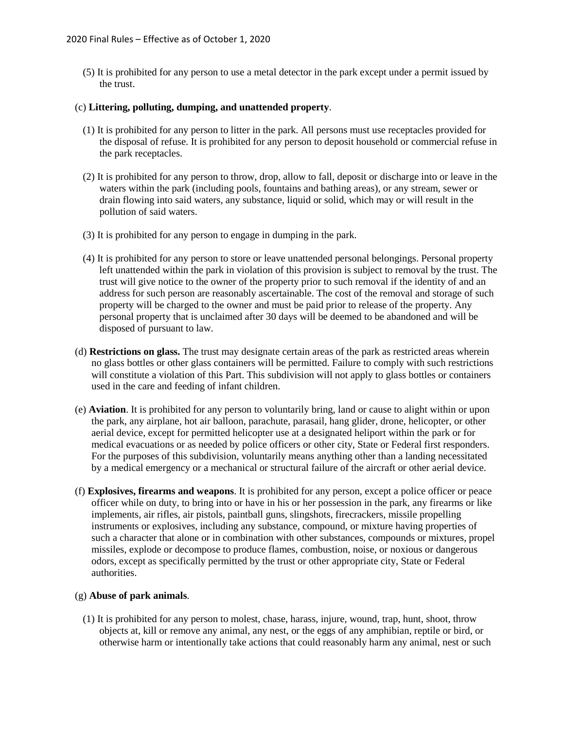(5) It is prohibited for any person to use a metal detector in the park except under a permit issued by the trust.

(c) **Littering, polluting, dumping, and unattended property**.

(1) It is prohibited for any person to litter in the park. All persons must use receptacles provided for the disposal of refuse. It is prohibited for any person to deposit household or commercial refuse in the park receptacles.

(2) It is prohibited for any person to throw, drop, allow to fall, deposit or discharge into or leave in the waters within the park (including pools, fountains and bathing areas), or any stream, sewer or drain flowing into said waters, any substance, liquid or solid, which may or will result in the pollution of said waters.

(3) It is prohibited for any person to engage in dumping in the park.

(4) It is prohibited for any person to store or leave unattended personal belongings. Personal property left unattended within the park in violation of this provision is subject to removal by the trust. The trust will give notice to the owner of the property prior to such removal if the identity of and an address for such person are reasonably ascertainable. The cost of the removal and storage of such property will be charged to the owner and must be paid prior to release of the property. Any personal property that is unclaimed after 30 days will be deemed to be abandoned and will be disposed of pursuant to law.

(d) **Restrictions on glass.** The trust may designate certain areas of the park as restricted areas wherein no glass bottles or other glass containers will be permitted. Failure to comply with such restrictions will constitute a violation of this Part. This subdivision will not apply to glass bottles or containers used in the care and feeding of infant children.

(e) **Aviation**. It is prohibited for any person to voluntarily bring, land or cause to alight within or upon the park, any airplane, hot air balloon, parachute, parasail, hang glider, drone, helicopter, or other aerial device, except for permitted helicopter use at a designated heliport within the park or for medical evacuations or as needed by police officers or other city, State or Federal first responders. For the purposes of this subdivision, voluntarily means anything other than a landing necessitated by a medical emergency or a mechanical or structural failure of the aircraft or other aerial device.

(f) **Explosives, firearms and weapons**. It is prohibited for any person, except a police officer or peace officer while on duty, to bring into or have in his or her possession in the park, any firearms or like implements, air rifles, air pistols, paintball guns, slingshots, firecrackers, missile propelling instruments or explosives, including any substance, compound, or mixture having properties of such a character that alone or in combination with other substances, compounds or mixtures, propel missiles, explode or decompose to produce flames, combustion, noise, or noxious or dangerous odors, except as specifically permitted by the trust or other appropriate city, State or Federal authorities.

(g) **Abuse of park animals**.

(1) It is prohibited for any person to molest, chase, harass, injure, wound, trap, hunt, shoot, throw objects at, kill or remove any animal, any nest, or the eggs of any amphibian, reptile or bird, or otherwise harm or intentionally take actions that could reasonably harm any animal, nest or such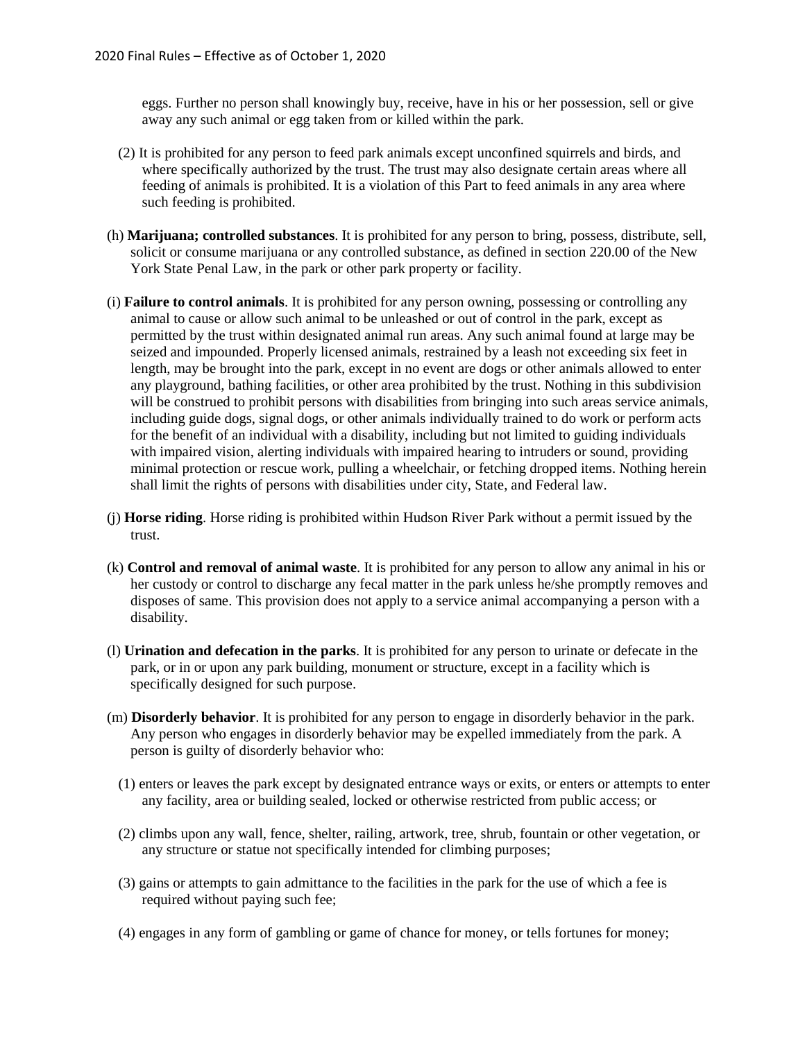eggs. Further no person shall knowingly buy, receive, have in his or her possession, sell or give away any such animal or egg taken from or killed within the park.

(2) It is prohibited for any person to feed park animals except unconfined squirrels and birds, and where specifically authorized by the trust. The trust may also designate certain areas where all feeding of animals is prohibited. It is a violation of this Part to feed animals in any area where such feeding is prohibited.

(h) **Marijuana; controlled substances**. It is prohibited for any person to bring, possess, distribute, sell, solicit or consume marijuana or any controlled substance, as defined in section 220.00 of the New York State Penal Law, in the park or other park property or facility.

(i) **Failure to control animals**. It is prohibited for any person owning, possessing or controlling any animal to cause or allow such animal to be unleashed or out of control in the park, except as permitted by the trust within designated animal run areas. Any such animal found at large may be seized and impounded. Properly licensed animals, restrained by a leash not exceeding six feet in length, may be brought into the park, except in no event are dogs or other animals allowed to enter any playground, bathing facilities, or other area prohibited by the trust. Nothing in this subdivision will be construed to prohibit persons with disabilities from bringing into such areas service animals, including guide dogs, signal dogs, or other animals individually trained to do work or perform acts for the benefit of an individual with a disability, including but not limited to guiding individuals with impaired vision, alerting individuals with impaired hearing to intruders or sound, providing minimal protection or rescue work, pulling a wheelchair, or fetching dropped items. Nothing herein shall limit the rights of persons with disabilities under city, State, and Federal law.

(j) **Horse riding**. Horse riding is prohibited within Hudson River Park without a permit issued by the trust.

(k) **Control and removal of animal waste**. It is prohibited for any person to allow any animal in his or her custody or control to discharge any fecal matter in the park unless he/she promptly removes and disposes of same. This provision does not apply to a service animal accompanying a person with a disability.

(l) **Urination and defecation in the parks**. It is prohibited for any person to urinate or defecate in the park, or in or upon any park building, monument or structure, except in a facility which is specifically designed for such purpose.

(m) **Disorderly behavior**. It is prohibited for any person to engage in disorderly behavior in the park. Any person who engages in disorderly behavior may be expelled immediately from the park. A person is guilty of disorderly behavior who:

(1) enters or leaves the park except by designated entrance ways or exits, or enters or attempts to enter any facility, area or building sealed, locked or otherwise restricted from public access; or

(2) climbs upon any wall, fence, shelter, railing, artwork, tree, shrub, fountain or other vegetation, or any structure or statue not specifically intended for climbing purposes;

(3) gains or attempts to gain admittance to the facilities in the park for the use of which a fee is required without paying such fee;

(4) engages in any form of gambling or game of chance for money, or tells fortunes for money;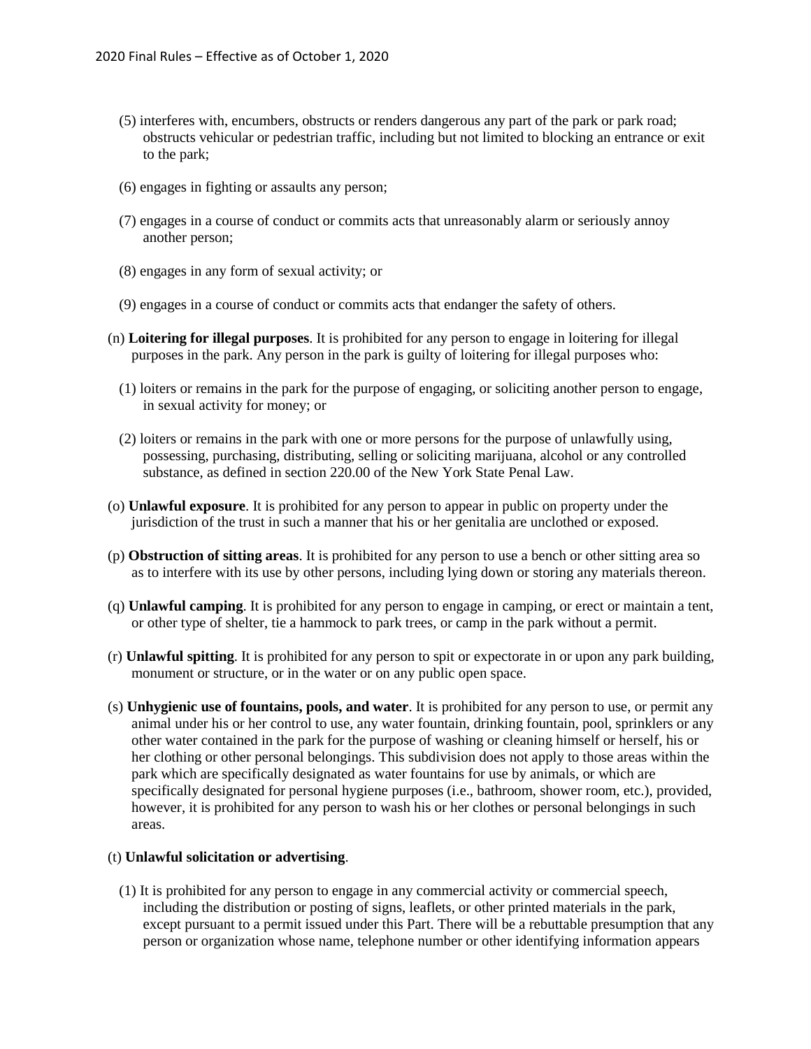(5) interferes with, encumbers, obstructs or renders dangerous any part of the park or park road; obstructs vehicular or pedestrian traffic, including but not limited to blocking an entrance or exit to the park;

(6) engages in fighting or assaults any person;

(7) engages in a course of conduct or commits acts that unreasonably alarm or seriously annoy another person;

(8) engages in any form of sexual activity; or

(9) engages in a course of conduct or commits acts that endanger the safety of others.

(n) **Loitering for illegal purposes**. It is prohibited for any person to engage in loitering for illegal purposes in the park. Any person in the park is guilty of loitering for illegal purposes who:

(1) loiters or remains in the park for the purpose of engaging, or soliciting another person to engage, in sexual activity for money; or

(2) loiters or remains in the park with one or more persons for the purpose of unlawfully using, possessing, purchasing, distributing, selling or soliciting marijuana, alcohol or any controlled substance, as defined in section 220.00 of the New York State Penal Law.

(o) **Unlawful exposure**. It is prohibited for any person to appear in public on property under the jurisdiction of the trust in such a manner that his or her genitalia are unclothed or exposed.

(p) **Obstruction of sitting areas**. It is prohibited for any person to use a bench or other sitting area so as to interfere with its use by other persons, including lying down or storing any materials thereon.

(q) **Unlawful camping**. It is prohibited for any person to engage in camping, or erect or maintain a tent, or other type of shelter, tie a hammock to park trees, or camp in the park without a permit.

(r) **Unlawful spitting**. It is prohibited for any person to spit or expectorate in or upon any park building, monument or structure, or in the water or on any public open space.

(s) **Unhygienic use of fountains, pools, and water**. It is prohibited for any person to use, or permit any animal under his or her control to use, any water fountain, drinking fountain, pool, sprinklers or any other water contained in the park for the purpose of washing or cleaning himself or herself, his or her clothing or other personal belongings. This subdivision does not apply to those areas within the park which are specifically designated as water fountains for use by animals, or which are specifically designated for personal hygiene purposes (i.e., bathroom, shower room, etc.), provided, however, it is prohibited for any person to wash his or her clothes or personal belongings in such areas.

(t) **Unlawful solicitation or advertising**.

(1) It is prohibited for any person to engage in any commercial activity or commercial speech, including the distribution or posting of signs, leaflets, or other printed materials in the park, except pursuant to a permit issued under this Part. There will be a rebuttable presumption that any person or organization whose name, telephone number or other identifying information appears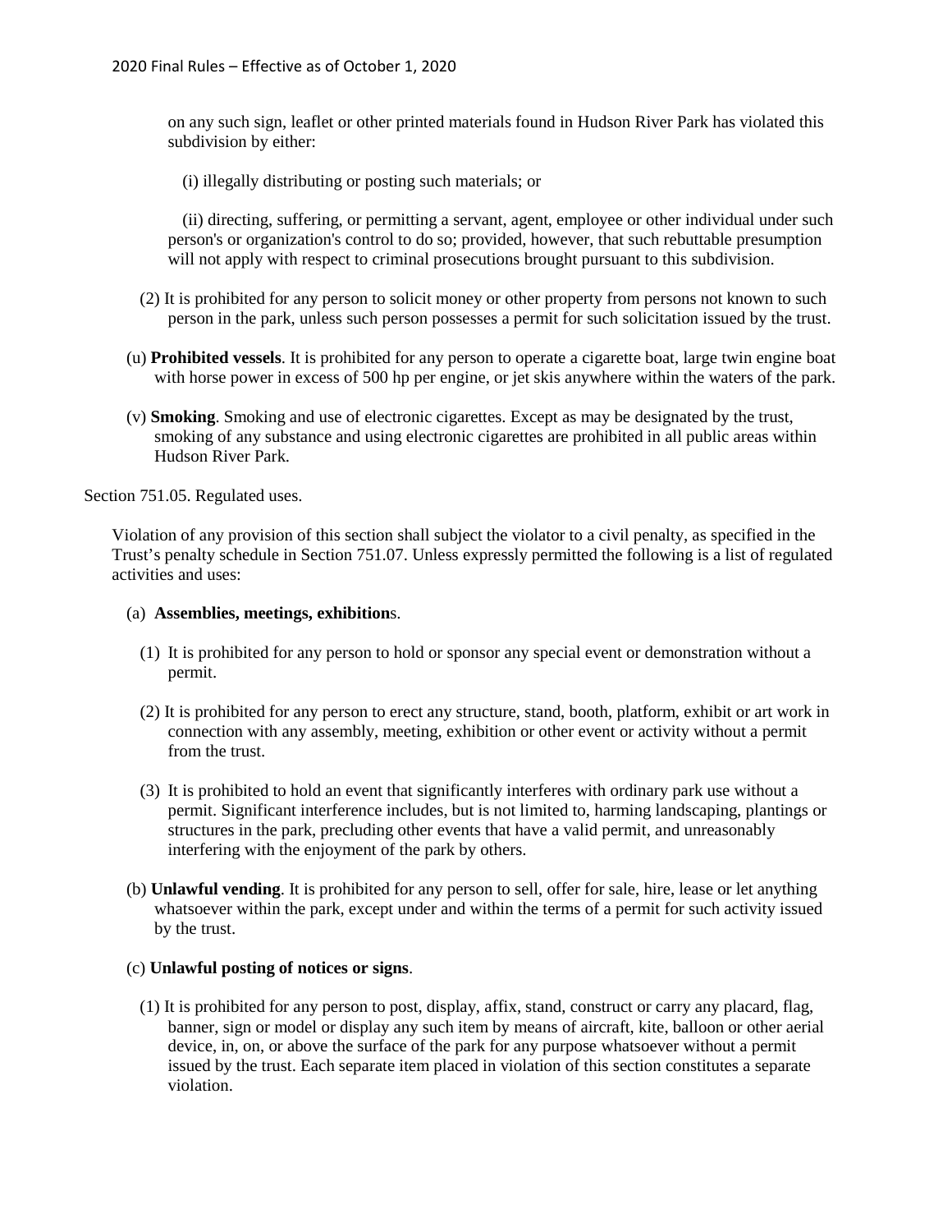on any such sign, leaflet or other printed materials found in Hudson River Park has violated this subdivision by either:

(i) illegally distributing or posting such materials; or

(ii) directing, suffering, or permitting a servant, agent, employee or other individual under such person's or organization's control to do so; provided, however, that such rebuttable presumption will not apply with respect to criminal prosecutions brought pursuant to this subdivision.

(2) It is prohibited for any person to solicit money or other property from persons not known to such person in the park, unless such person possesses a permit for such solicitation issued by the trust.

(u) **Prohibited vessels**. It is prohibited for any person to operate a cigarette boat, large twin engine boat with horse power in excess of 500 hp per engine, or jet skis anywhere within the waters of the park.

(v) **Smoking**. Smoking and use of electronic cigarettes. Except as may be designated by the trust, smoking of any substance and using electronic cigarettes are prohibited in all public areas within Hudson River Park.

Section 751.05. Regulated uses.

Violation of any provision of this section shall subject the violator to a civil penalty, as specified in the Trust's penalty schedule in Section 751.07. Unless expressly permitted the following is a list of regulated activities and uses:

(a) **Assemblies, meetings, exhibitions**.

(1) It is prohibited for any person to hold or sponsor any special event or demonstration without a permit.

(2) It is prohibited for any person to erect any structure, stand, booth, platform, exhibit or art work in connection with any assembly, meeting, exhibition or other event or activity without a permit from the trust.

(3) It is prohibited to hold an event that significantly interferes with ordinary park use without a permit. Significant interference includes, but is not limited to, harming landscaping, plantings or structures in the park, precluding other events that have a valid permit, and unreasonably interfering with the enjoyment of the park by others.

(b) **Unlawful vending**. It is prohibited for any person to sell, offer for sale, hire, lease or let anything whatsoever within the park, except under and within the terms of a permit for such activity issued by the trust.

(c) **Unlawful posting of notices or signs**.

(1) It is prohibited for any person to post, display, affix, stand, construct or carry any placard, flag, banner, sign or model or display any such item by means of aircraft, kite, balloon or other aerial device, in, on, or above the surface of the park for any purpose whatsoever without a permit issued by the trust. Each separate item placed in violation of this section constitutes a separate violation.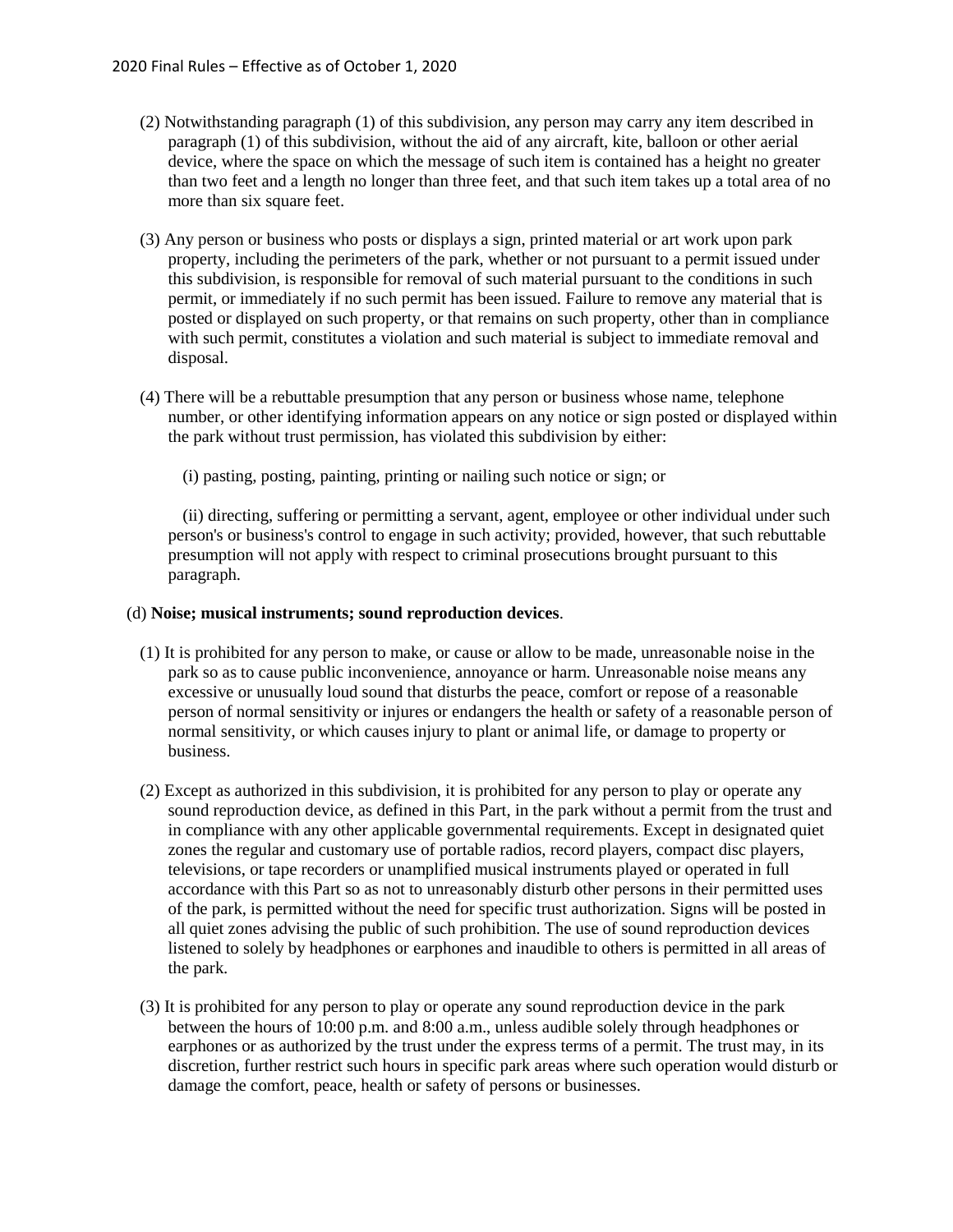(2) Notwithstanding paragraph (1) of this subdivision, any person may carry any item described in paragraph (1) of this subdivision, without the aid of any aircraft, kite, balloon or other aerial device, where the space on which the message of such item is contained has a height no greater than two feet and a length no longer than three feet, and that such item takes up a total area of no more than six square feet.

(3) Any person or business who posts or displays a sign, printed material or art work upon park property, including the perimeters of the park, whether or not pursuant to a permit issued under this subdivision, is responsible for removal of such material pursuant to the conditions in such permit, or immediately if no such permit has been issued. Failure to remove any material that is posted or displayed on such property, or that remains on such property, other than in compliance with such permit, constitutes a violation and such material is subject to immediate removal and disposal.

(4) There will be a rebuttable presumption that any person or business whose name, telephone number, or other identifying information appears on any notice or sign posted or displayed within the park without trust permission, has violated this subdivision by either:

(i) pasting, posting, painting, printing or nailing such notice or sign; or

(ii) directing, suffering or permitting a servant, agent, employee or other individual under such person's or business's control to engage in such activity; provided, however, that such rebuttable presumption will not apply with respect to criminal prosecutions brought pursuant to this paragraph.

(d) **Noise; musical instruments; sound reproduction devices**.

(1) It is prohibited for any person to make, or cause or allow to be made, unreasonable noise in the park so as to cause public inconvenience, annoyance or harm. Unreasonable noise means any excessive or unusually loud sound that disturbs the peace, comfort or repose of a reasonable person of normal sensitivity or injures or endangers the health or safety of a reasonable person of normal sensitivity, or which causes injury to plant or animal life, or damage to property or business.

(2) Except as authorized in this subdivision, it is prohibited for any person to play or operate any sound reproduction device, as defined in this Part, in the park without a permit from the trust and in compliance with any other applicable governmental requirements. Except in designated quiet zones the regular and customary use of portable radios, record players, compact disc players, televisions, or tape recorders or unamplified musical instruments played or operated in full accordance with this Part so as not to unreasonably disturb other persons in their permitted uses of the park, is permitted without the need for specific trust authorization. Signs will be posted in all quiet zones advising the public of such prohibition. The use of sound reproduction devices listened to solely by headphones or earphones and inaudible to others is permitted in all areas of the park.

(3) It is prohibited for any person to play or operate any sound reproduction device in the park between the hours of 10:00 p.m. and 8:00 a.m., unless audible solely through headphones or earphones or as authorized by the trust under the express terms of a permit. The trust may, in its discretion, further restrict such hours in specific park areas where such operation would disturb or damage the comfort, peace, health or safety of persons or businesses.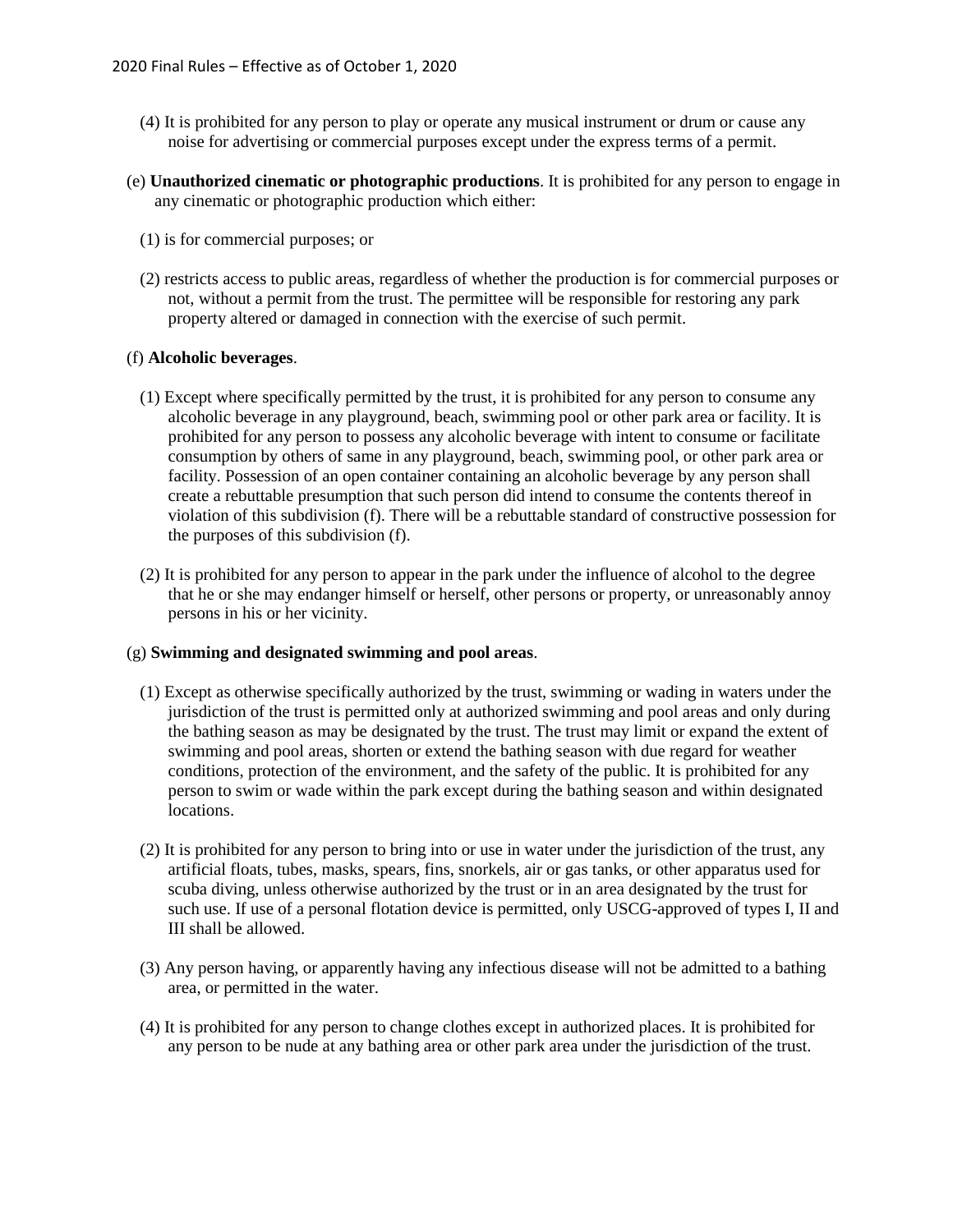(4) It is prohibited for any person to play or operate any musical instrument or drum or cause any noise for advertising or commercial purposes except under the express terms of a permit.

(e) **Unauthorized cinematic or photographic productions**. It is prohibited for any person to engage in any cinematic or photographic production which either:

(1) is for commercial purposes; or

(2) restricts access to public areas, regardless of whether the production is for commercial purposes or not, without a permit from the trust. The permittee will be responsible for restoring any park property altered or damaged in connection with the exercise of such permit.

(f) **Alcoholic beverages**.

(1) Except where specifically permitted by the trust, it is prohibited for any person to consume any alcoholic beverage in any playground, beach, swimming pool or other park area or facility. It is prohibited for any person to possess any alcoholic beverage with intent to consume or facilitate consumption by others of same in any playground, beach, swimming pool, or other park area or facility. Possession of an open container containing an alcoholic beverage by any person shall create a rebuttable presumption that such person did intend to consume the contents thereof in violation of this subdivision (f). There will be a rebuttable standard of constructive possession for the purposes of this subdivision (f).

(2) It is prohibited for any person to appear in the park under the influence of alcohol to the degree that he or she may endanger himself or herself, other persons or property, or unreasonably annoy persons in his or her vicinity.

(g) **Swimming and designated swimming and pool areas**.

(1) Except as otherwise specifically authorized by the trust, swimming or wading in waters under the jurisdiction of the trust is permitted only at authorized swimming and pool areas and only during the bathing season as may be designated by the trust. The trust may limit or expand the extent of swimming and pool areas, shorten or extend the bathing season with due regard for weather conditions, protection of the environment, and the safety of the public. It is prohibited for any person to swim or wade within the park except during the bathing season and within designated locations.

(2) It is prohibited for any person to bring into or use in water under the jurisdiction of the trust, any artificial floats, tubes, masks, spears, fins, snorkels, air or gas tanks, or other apparatus used for scuba diving, unless otherwise authorized by the trust or in an area designated by the trust for such use. If use of a personal flotation device is permitted, only USCG-approved of types I, II and III shall be allowed.

(3) Any person having, or apparently having any infectious disease will not be admitted to a bathing area, or permitted in the water.

(4) It is prohibited for any person to change clothes except in authorized places. It is prohibited for any person to be nude at any bathing area or other park area under the jurisdiction of the trust.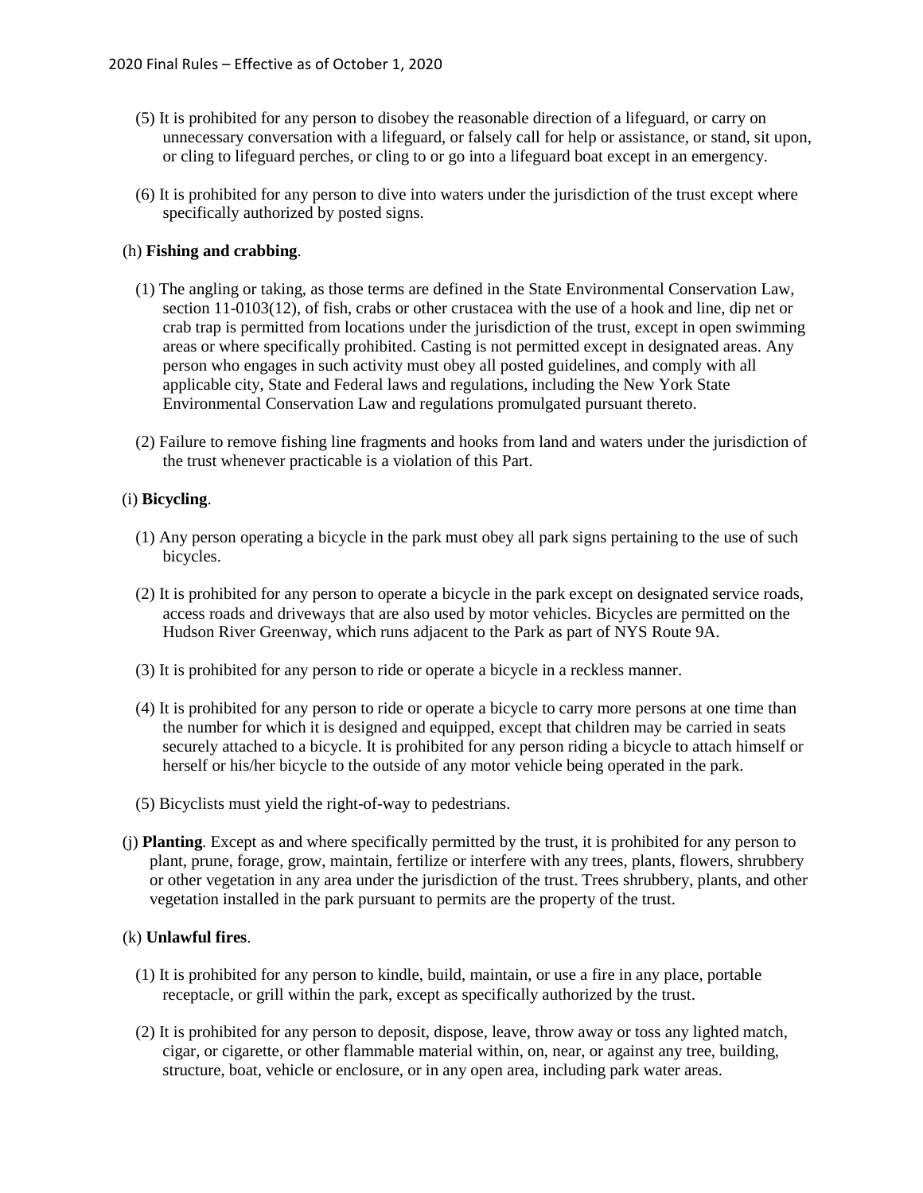(5) It is prohibited for any person to disobey the reasonable direction of a lifeguard, or carry on unnecessary conversation with a lifeguard, or falsely call for help or assistance, or stand, sit upon, or cling to lifeguard perches, or cling to or go into a lifeguard boat except in an emergency.

(6) It is prohibited for any person to dive into waters under the jurisdiction of the trust except where specifically authorized by posted signs.

(h) **Fishing and crabbing**.

(1) The angling or taking, as those terms are defined in the State Environmental Conservation Law, section 11-0103(12), of fish, crabs or other crustacea with the use of a hook and line, dip net or crab trap is permitted from locations under the jurisdiction of the trust, except in open swimming areas or where specifically prohibited. Casting is not permitted except in designated areas. Any person who engages in such activity must obey all posted guidelines, and comply with all applicable city, State and Federal laws and regulations, including the New York State Environmental Conservation Law and regulations promulgated pursuant thereto.

(2) Failure to remove fishing line fragments and hooks from land and waters under the jurisdiction of the trust whenever practicable is a violation of this Part.

(i) **Bicycling**.

(1) Any person operating a bicycle in the park must obey all park signs pertaining to the use of such bicycles.

(2) It is prohibited for any person to operate a bicycle in the park except on designated service roads, access roads and driveways that are also used by motor vehicles. Bicycles are permitted on the Hudson River Greenway, which runs adjacent to the Park as part of NYS Route 9A.

(3) It is prohibited for any person to ride or operate a bicycle in a reckless manner.

(4) It is prohibited for any person to ride or operate a bicycle to carry more persons at one time than the number for which it is designed and equipped, except that children may be carried in seats securely attached to a bicycle. It is prohibited for any person riding a bicycle to attach himself or herself or his/her bicycle to the outside of any motor vehicle being operated in the park.

(5) Bicyclists must yield the right-of-way to pedestrians.

(j) **Planting**. Except as and where specifically permitted by the trust, it is prohibited for any person to plant, prune, forage, grow, maintain, fertilize or interfere with any trees, plants, flowers, shrubbery or other vegetation in any area under the jurisdiction of the trust. Trees shrubbery, plants, and other vegetation installed in the park pursuant to permits are the property of the trust.

(k) **Unlawful fires**.

(1) It is prohibited for any person to kindle, build, maintain, or use a fire in any place, portable receptacle, or grill within the park, except as specifically authorized by the trust.

(2) It is prohibited for any person to deposit, dispose, leave, throw away or toss any lighted match, cigar, or cigarette, or other flammable material within, on, near, or against any tree, building, structure, boat, vehicle or enclosure, or in any open area, including park water areas.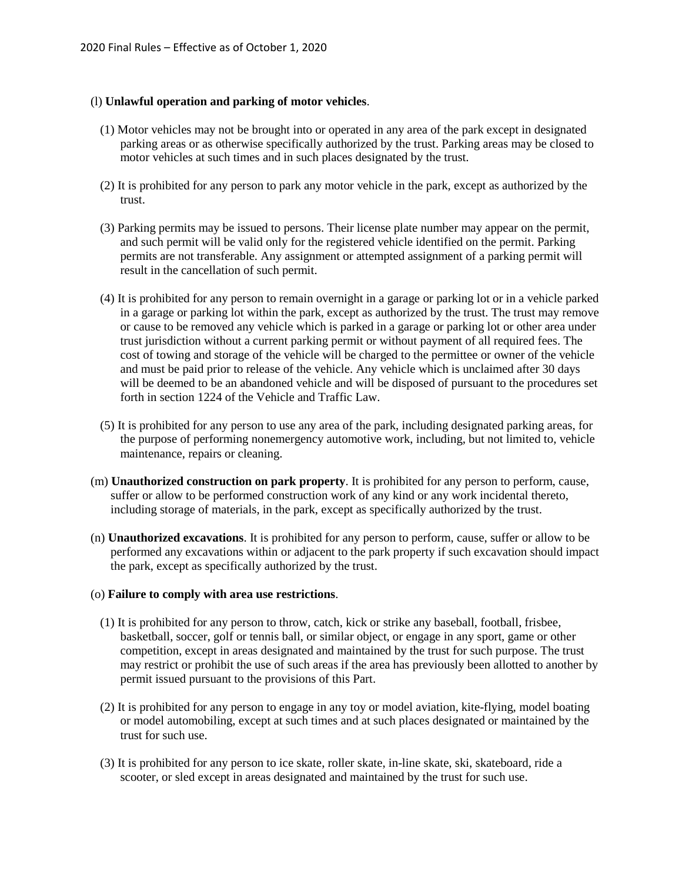(l) **Unlawful operation and parking of motor vehicles**.

(1) Motor vehicles may not be brought into or operated in any area of the park except in designated parking areas or as otherwise specifically authorized by the trust. Parking areas may be closed to motor vehicles at such times and in such places designated by the trust.

(2) It is prohibited for any person to park any motor vehicle in the park, except as authorized by the trust.

(3) Parking permits may be issued to persons. Their license plate number may appear on the permit, and such permit will be valid only for the registered vehicle identified on the permit. Parking permits are not transferable. Any assignment or attempted assignment of a parking permit will result in the cancellation of such permit.

(4) It is prohibited for any person to remain overnight in a garage or parking lot or in a vehicle parked in a garage or parking lot within the park, except as authorized by the trust. The trust may remove or cause to be removed any vehicle which is parked in a garage or parking lot or other area under trust jurisdiction without a current parking permit or without payment of all required fees. The cost of towing and storage of the vehicle will be charged to the permittee or owner of the vehicle and must be paid prior to release of the vehicle. Any vehicle which is unclaimed after 30 days will be deemed to be an abandoned vehicle and will be disposed of pursuant to the procedures set forth in section 1224 of the Vehicle and Traffic Law.

(5) It is prohibited for any person to use any area of the park, including designated parking areas, for the purpose of performing nonemergency automotive work, including, but not limited to, vehicle maintenance, repairs or cleaning.

(m) **Unauthorized construction on park property**. It is prohibited for any person to perform, cause, suffer or allow to be performed construction work of any kind or any work incidental thereto, including storage of materials, in the park, except as specifically authorized by the trust.

(n) **Unauthorized excavations**. It is prohibited for any person to perform, cause, suffer or allow to be performed any excavations within or adjacent to the park property if such excavation should impact the park, except as specifically authorized by the trust.

(o) **Failure to comply with area use restrictions**.

(1) It is prohibited for any person to throw, catch, kick or strike any baseball, football, frisbee, basketball, soccer, golf or tennis ball, or similar object, or engage in any sport, game or other competition, except in areas designated and maintained by the trust for such purpose. The trust may restrict or prohibit the use of such areas if the area has previously been allotted to another by permit issued pursuant to the provisions of this Part.

(2) It is prohibited for any person to engage in any toy or model aviation, kite-flying, model boating or model automobiling, except at such times and at such places designated or maintained by the trust for such use.

(3) It is prohibited for any person to ice skate, roller skate, in-line skate, ski, skateboard, ride a scooter, or sled except in areas designated and maintained by the trust for such use.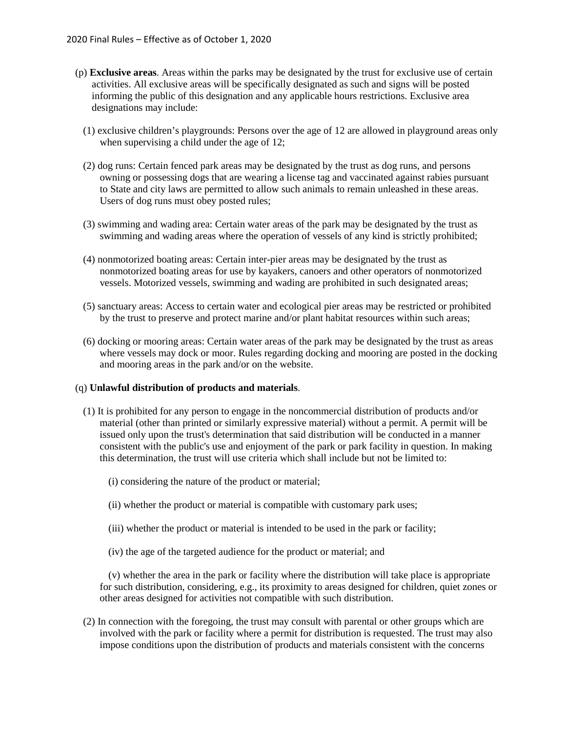(p) **Exclusive areas**. Areas within the parks may be designated by the trust for exclusive use of certain activities. All exclusive areas will be specifically designated as such and signs will be posted informing the public of this designation and any applicable hours restrictions. Exclusive area designations may include:

(1) exclusive children's playgrounds: Persons over the age of 12 are allowed in playground areas only when supervising a child under the age of 12;

(2) dog runs: Certain fenced park areas may be designated by the trust as dog runs, and persons owning or possessing dogs that are wearing a license tag and vaccinated against rabies pursuant to State and city laws are permitted to allow such animals to remain unleashed in these areas. Users of dog runs must obey posted rules;

(3) swimming and wading area: Certain water areas of the park may be designated by the trust as swimming and wading areas where the operation of vessels of any kind is strictly prohibited;

(4) nonmotorized boating areas: Certain inter-pier areas may be designated by the trust as nonmotorized boating areas for use by kayakers, canoers and other operators of nonmotorized vessels. Motorized vessels, swimming and wading are prohibited in such designated areas;

(5) sanctuary areas: Access to certain water and ecological pier areas may be restricted or prohibited by the trust to preserve and protect marine and/or plant habitat resources within such areas;

(6) docking or mooring areas: Certain water areas of the park may be designated by the trust as areas where vessels may dock or moor. Rules regarding docking and mooring are posted in the docking and mooring areas in the park and/or on the website.

(q) **Unlawful distribution of products and materials**.

(1) It is prohibited for any person to engage in the noncommercial distribution of products and/or material (other than printed or similarly expressive material) without a permit. A permit will be issued only upon the trust's determination that said distribution will be conducted in a manner consistent with the public's use and enjoyment of the park or park facility in question. In making this determination, the trust will use criteria which shall include but not be limited to:

(i) considering the nature of the product or material;

(ii) whether the product or material is compatible with customary park uses;

(iii) whether the product or material is intended to be used in the park or facility;

(iv) the age of the targeted audience for the product or material; and

(v) whether the area in the park or facility where the distribution will take place is appropriate for such distribution, considering, e.g., its proximity to areas designed for children, quiet zones or other areas designed for activities not compatible with such distribution.

(2) In connection with the foregoing, the trust may consult with parental or other groups which are involved with the park or facility where a permit for distribution is requested. The trust may also impose conditions upon the distribution of products and materials consistent with the concerns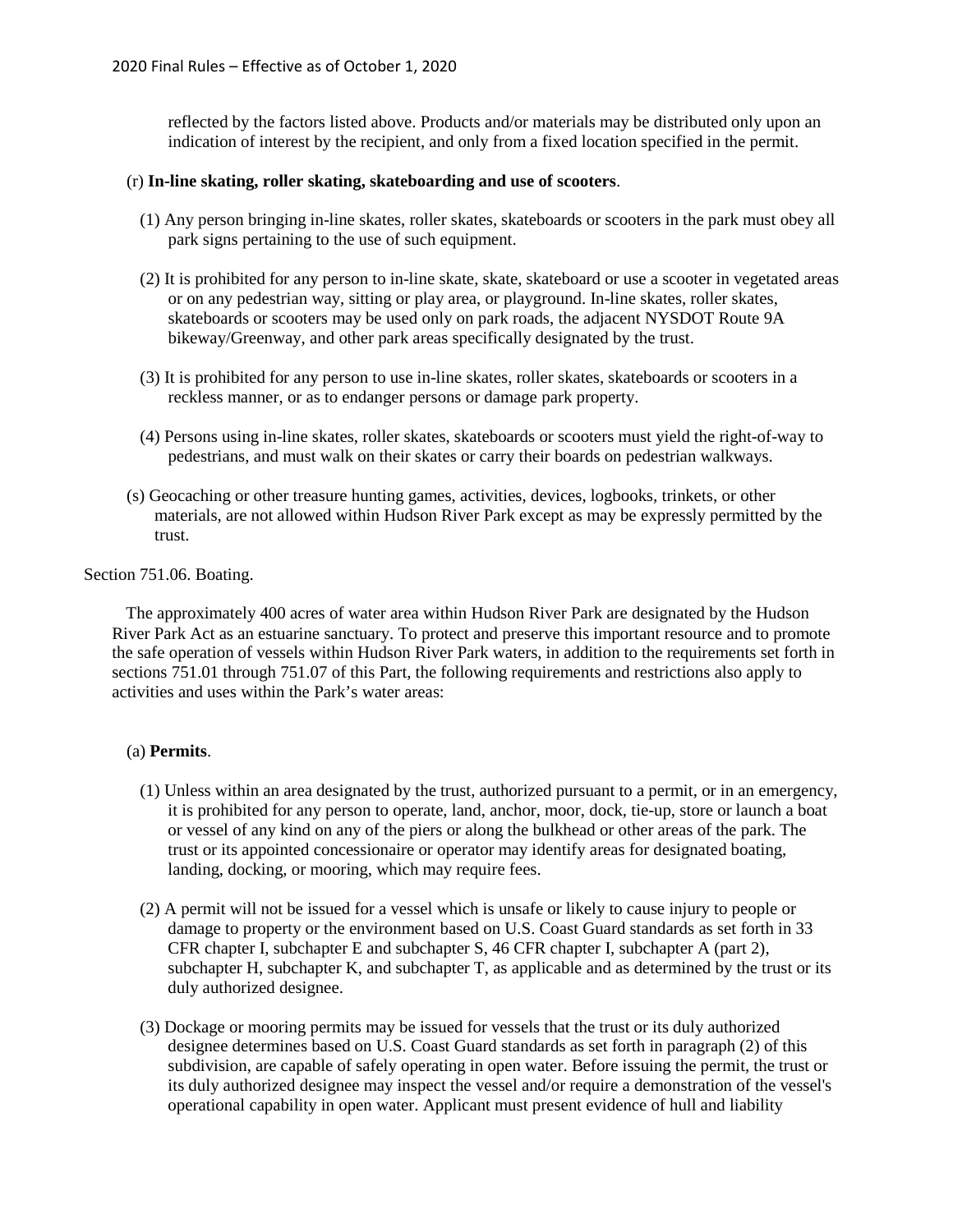reflected by the factors listed above. Products and/or materials may be distributed only upon an indication of interest by the recipient, and only from a fixed location specified in the permit.

(r) **In-line skating, roller skating, skateboarding and use of scooters**.

(1) Any person bringing in-line skates, roller skates, skateboards or scooters in the park must obey all park signs pertaining to the use of such equipment.

(2) It is prohibited for any person to in-line skate, skate, skateboard or use a scooter in vegetated areas or on any pedestrian way, sitting or play area, or playground. In-line skates, roller skates, skateboards or scooters may be used only on park roads, the adjacent NYSDOT Route 9A bikeway/Greenway, and other park areas specifically designated by the trust.

(3) It is prohibited for any person to use in-line skates, roller skates, skateboards or scooters in a reckless manner, or as to endanger persons or damage park property.

(4) Persons using in-line skates, roller skates, skateboards or scooters must yield the right-of-way to pedestrians, and must walk on their skates or carry their boards on pedestrian walkways.

(s) Geocaching or other treasure hunting games, activities, devices, logbooks, trinkets, or other materials, are not allowed within Hudson River Park except as may be expressly permitted by the trust.

Section 751.06. Boating.

The approximately 400 acres of water area within Hudson River Park are designated by the Hudson River Park Act as an estuarine sanctuary. To protect and preserve this important resource and to promote the safe operation of vessels within Hudson River Park waters, in addition to the requirements set forth in sections 751.01 through 751.07 of this Part, the following requirements and restrictions also apply to activities and uses within the Park's water areas:

(a) **Permits**.

(1) Unless within an area designated by the trust, authorized pursuant to a permit, or in an emergency, it is prohibited for any person to operate, land, anchor, moor, dock, tie-up, store or launch a boat or vessel of any kind on any of the piers or along the bulkhead or other areas of the park. The trust or its appointed concessionaire or operator may identify areas for designated boating, landing, docking, or mooring, which may require fees.

(2) A permit will not be issued for a vessel which is unsafe or likely to cause injury to people or damage to property or the environment based on U.S. Coast Guard standards as set forth in 33 CFR chapter I, subchapter E and subchapter S, 46 CFR chapter I, subchapter A (part 2), subchapter H, subchapter K, and subchapter T, as applicable and as determined by the trust or its duly authorized designee.

(3) Dockage or mooring permits may be issued for vessels that the trust or its duly authorized designee determines based on U.S. Coast Guard standards as set forth in paragraph (2) of this subdivision, are capable of safely operating in open water. Before issuing the permit, the trust or its duly authorized designee may inspect the vessel and/or require a demonstration of the vessel's operational capability in open water. Applicant must present evidence of hull and liability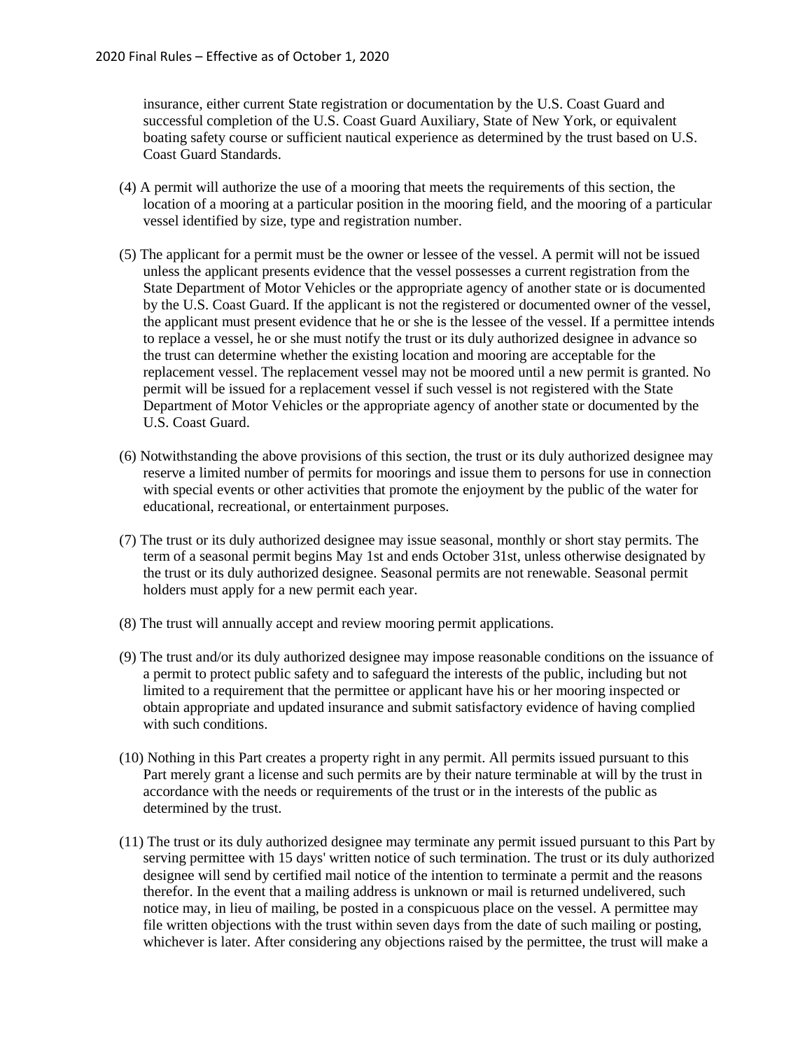insurance, either current State registration or documentation by the U.S. Coast Guard and successful completion of the U.S. Coast Guard Auxiliary, State of New York, or equivalent boating safety course or sufficient nautical experience as determined by the trust based on U.S. Coast Guard Standards.

(4) A permit will authorize the use of a mooring that meets the requirements of this section, the location of a mooring at a particular position in the mooring field, and the mooring of a particular vessel identified by size, type and registration number.

(5) The applicant for a permit must be the owner or lessee of the vessel. A permit will not be issued unless the applicant presents evidence that the vessel possesses a current registration from the State Department of Motor Vehicles or the appropriate agency of another state or is documented by the U.S. Coast Guard. If the applicant is not the registered or documented owner of the vessel, the applicant must present evidence that he or she is the lessee of the vessel. If a permittee intends to replace a vessel, he or she must notify the trust or its duly authorized designee in advance so the trust can determine whether the existing location and mooring are acceptable for the replacement vessel. The replacement vessel may not be moored until a new permit is granted. No permit will be issued for a replacement vessel if such vessel is not registered with the State Department of Motor Vehicles or the appropriate agency of another state or documented by the U.S. Coast Guard.

(6) Notwithstanding the above provisions of this section, the trust or its duly authorized designee may reserve a limited number of permits for moorings and issue them to persons for use in connection with special events or other activities that promote the enjoyment by the public of the water for educational, recreational, or entertainment purposes.

(7) The trust or its duly authorized designee may issue seasonal, monthly or short stay permits. The term of a seasonal permit begins May 1st and ends October 31st, unless otherwise designated by the trust or its duly authorized designee. Seasonal permits are not renewable. Seasonal permit holders must apply for a new permit each year.

(8) The trust will annually accept and review mooring permit applications.

(9) The trust and/or its duly authorized designee may impose reasonable conditions on the issuance of a permit to protect public safety and to safeguard the interests of the public, including but not limited to a requirement that the permittee or applicant have his or her mooring inspected or obtain appropriate and updated insurance and submit satisfactory evidence of having complied with such conditions.

(10) Nothing in this Part creates a property right in any permit. All permits issued pursuant to this Part merely grant a license and such permits are by their nature terminable at will by the trust in accordance with the needs or requirements of the trust or in the interests of the public as determined by the trust.

(11) The trust or its duly authorized designee may terminate any permit issued pursuant to this Part by serving permittee with 15 days' written notice of such termination. The trust or its duly authorized designee will send by certified mail notice of the intention to terminate a permit and the reasons therefor. In the event that a mailing address is unknown or mail is returned undelivered, such notice may, in lieu of mailing, be posted in a conspicuous place on the vessel. A permittee may file written objections with the trust within seven days from the date of such mailing or posting, whichever is later. After considering any objections raised by the permittee, the trust will make a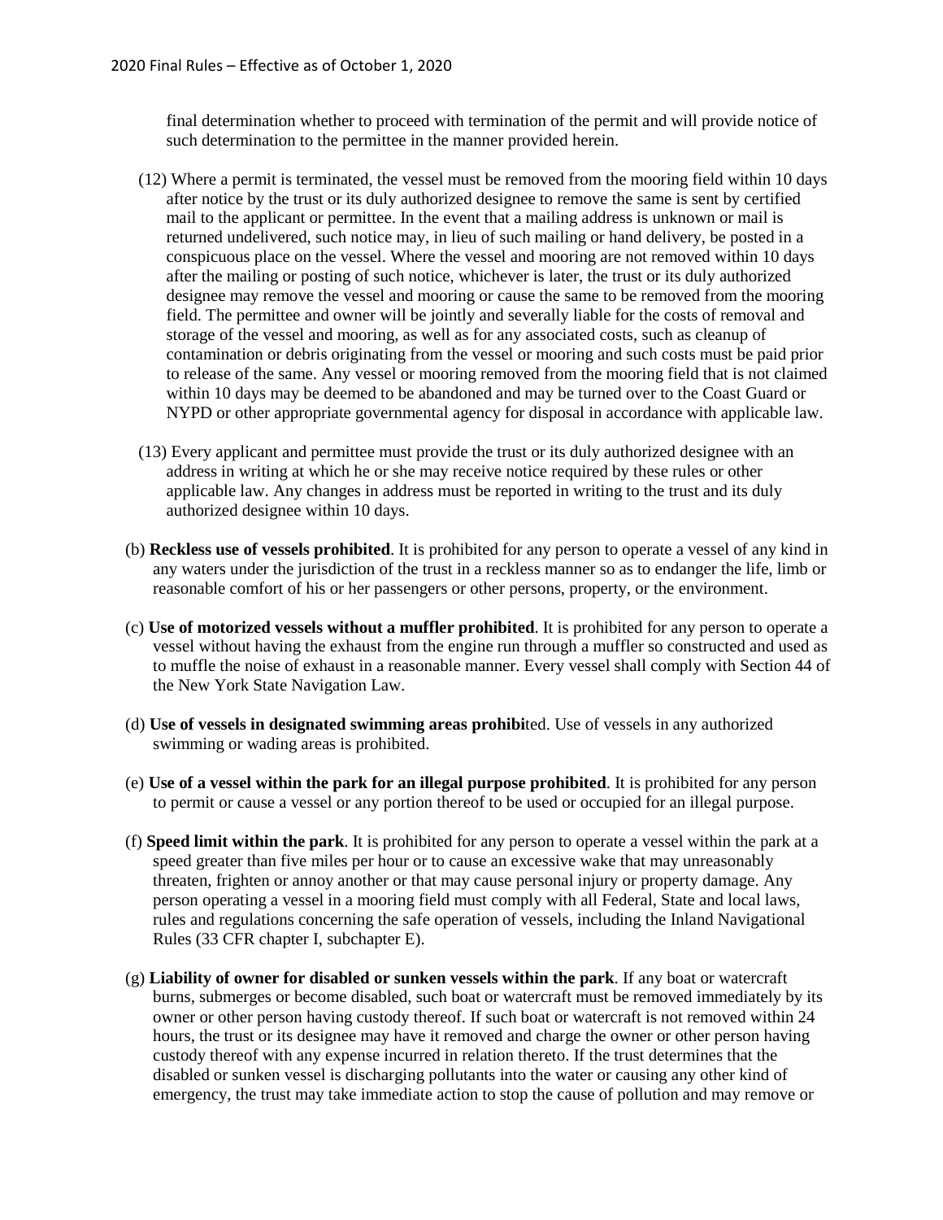final determination whether to proceed with termination of the permit and will provide notice of such determination to the permittee in the manner provided herein.

(12) Where a permit is terminated, the vessel must be removed from the mooring field within 10 days after notice by the trust or its duly authorized designee to remove the same is sent by certified mail to the applicant or permittee. In the event that a mailing address is unknown or mail is returned undelivered, such notice may, in lieu of such mailing or hand delivery, be posted in a conspicuous place on the vessel. Where the vessel and mooring are not removed within 10 days after the mailing or posting of such notice, whichever is later, the trust or its duly authorized designee may remove the vessel and mooring or cause the same to be removed from the mooring field. The permittee and owner will be jointly and severally liable for the costs of removal and storage of the vessel and mooring, as well as for any associated costs, such as cleanup of contamination or debris originating from the vessel or mooring and such costs must be paid prior to release of the same. Any vessel or mooring removed from the mooring field that is not claimed within 10 days may be deemed to be abandoned and may be turned over to the Coast Guard or NYPD or other appropriate governmental agency for disposal in accordance with applicable law.

(13) Every applicant and permittee must provide the trust or its duly authorized designee with an address in writing at which he or she may receive notice required by these rules or other applicable law. Any changes in address must be reported in writing to the trust and its duly authorized designee within 10 days.

(b) **Reckless use of vessels prohibited**. It is prohibited for any person to operate a vessel of any kind in any waters under the jurisdiction of the trust in a reckless manner so as to endanger the life, limb or reasonable comfort of his or her passengers or other persons, property, or the environment.

(c) **Use of motorized vessels without a muffler prohibited**. It is prohibited for any person to operate a vessel without having the exhaust from the engine run through a muffler so constructed and used as to muffle the noise of exhaust in a reasonable manner. Every vessel shall comply with Section 44 of the New York State Navigation Law.

(d) **Use of vessels in designated swimming areas prohibi**ted. Use of vessels in any authorized swimming or wading areas is prohibited.

(e) **Use of a vessel within the park for an illegal purpose prohibited**. It is prohibited for any person to permit or cause a vessel or any portion thereof to be used or occupied for an illegal purpose.

(f) **Speed limit within the park**. It is prohibited for any person to operate a vessel within the park at a speed greater than five miles per hour or to cause an excessive wake that may unreasonably threaten, frighten or annoy another or that may cause personal injury or property damage. Any person operating a vessel in a mooring field must comply with all Federal, State and local laws, rules and regulations concerning the safe operation of vessels, including the Inland Navigational Rules (33 CFR chapter I, subchapter E).

(g) **Liability of owner for disabled or sunken vessels within the park**. If any boat or watercraft burns, submerges or become disabled, such boat or watercraft must be removed immediately by its owner or other person having custody thereof. If such boat or watercraft is not removed within 24 hours, the trust or its designee may have it removed and charge the owner or other person having custody thereof with any expense incurred in relation thereto. If the trust determines that the disabled or sunken vessel is discharging pollutants into the water or causing any other kind of emergency, the trust may take immediate action to stop the cause of pollution and may remove or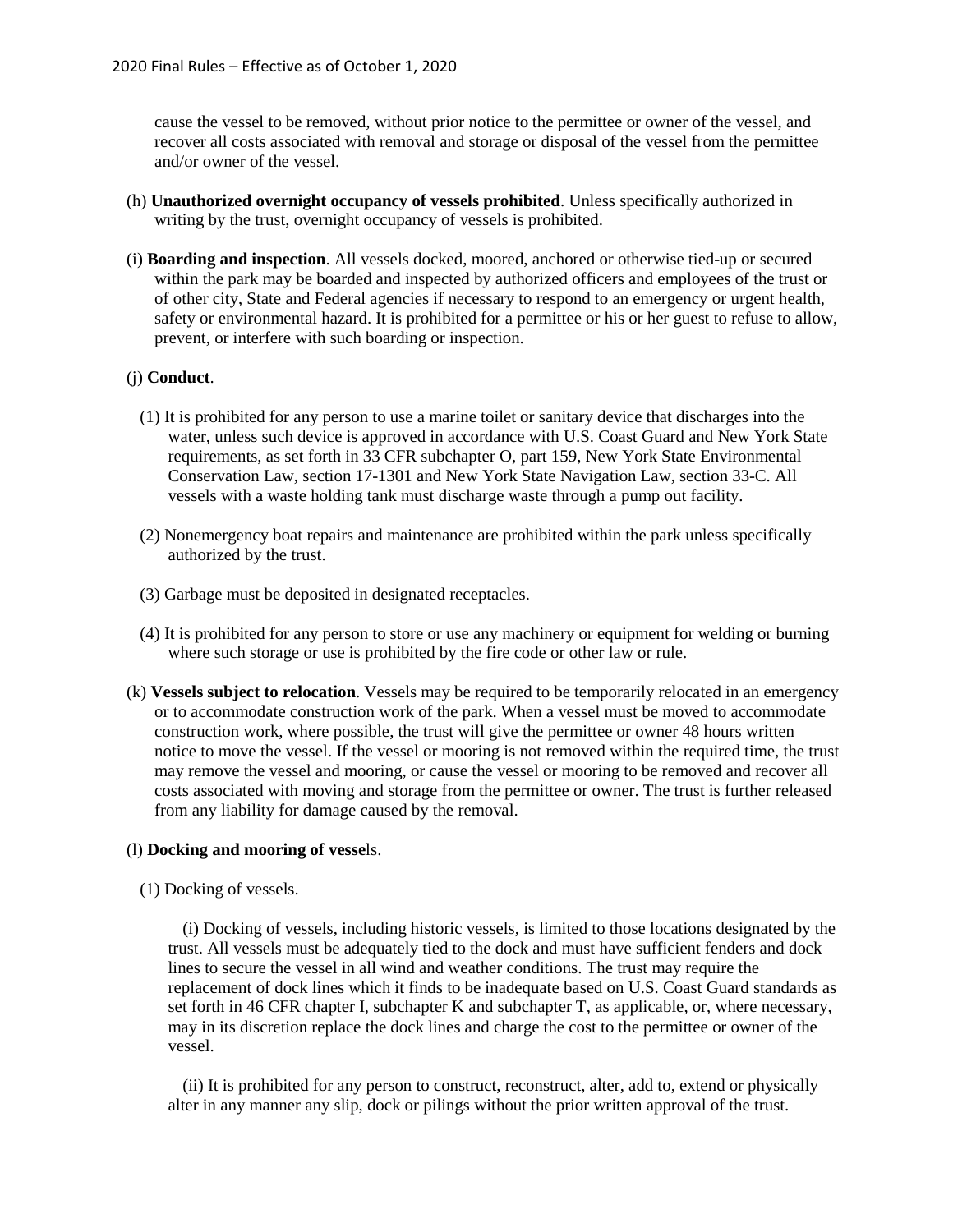cause the vessel to be removed, without prior notice to the permittee or owner of the vessel, and recover all costs associated with removal and storage or disposal of the vessel from the permittee and/or owner of the vessel.

(h) **Unauthorized overnight occupancy of vessels prohibited**. Unless specifically authorized in writing by the trust, overnight occupancy of vessels is prohibited.

(i) **Boarding and inspection**. All vessels docked, moored, anchored or otherwise tied-up or secured within the park may be boarded and inspected by authorized officers and employees of the trust or of other city, State and Federal agencies if necessary to respond to an emergency or urgent health, safety or environmental hazard. It is prohibited for a permittee or his or her guest to refuse to allow, prevent, or interfere with such boarding or inspection.

(j) **Conduct**.

(1) It is prohibited for any person to use a marine toilet or sanitary device that discharges into the water, unless such device is approved in accordance with U.S. Coast Guard and New York State requirements, as set forth in 33 CFR subchapter O, part 159, New York State Environmental Conservation Law, section 17-1301 and New York State Navigation Law, section 33-C. All vessels with a waste holding tank must discharge waste through a pump out facility.

(2) Nonemergency boat repairs and maintenance are prohibited within the park unless specifically authorized by the trust.

(3) Garbage must be deposited in designated receptacles.

(4) It is prohibited for any person to store or use any machinery or equipment for welding or burning where such storage or use is prohibited by the fire code or other law or rule.

(k) **Vessels subject to relocation**. Vessels may be required to be temporarily relocated in an emergency or to accommodate construction work of the park. When a vessel must be moved to accommodate construction work, where possible, the trust will give the permittee or owner 48 hours written notice to move the vessel. If the vessel or mooring is not removed within the required time, the trust may remove the vessel and mooring, or cause the vessel or mooring to be removed and recover all costs associated with moving and storage from the permittee or owner. The trust is further released from any liability for damage caused by the removal.

(l) **Docking and mooring of vessel**s.

(1) Docking of vessels.

(i) Docking of vessels, including historic vessels, is limited to those locations designated by the trust. All vessels must be adequately tied to the dock and must have sufficient fenders and dock lines to secure the vessel in all wind and weather conditions. The trust may require the replacement of dock lines which it finds to be inadequate based on U.S. Coast Guard standards as set forth in 46 CFR chapter I, subchapter K and subchapter T, as applicable, or, where necessary, may in its discretion replace the dock lines and charge the cost to the permittee or owner of the vessel.

(ii) It is prohibited for any person to construct, reconstruct, alter, add to, extend or physically alter in any manner any slip, dock or pilings without the prior written approval of the trust.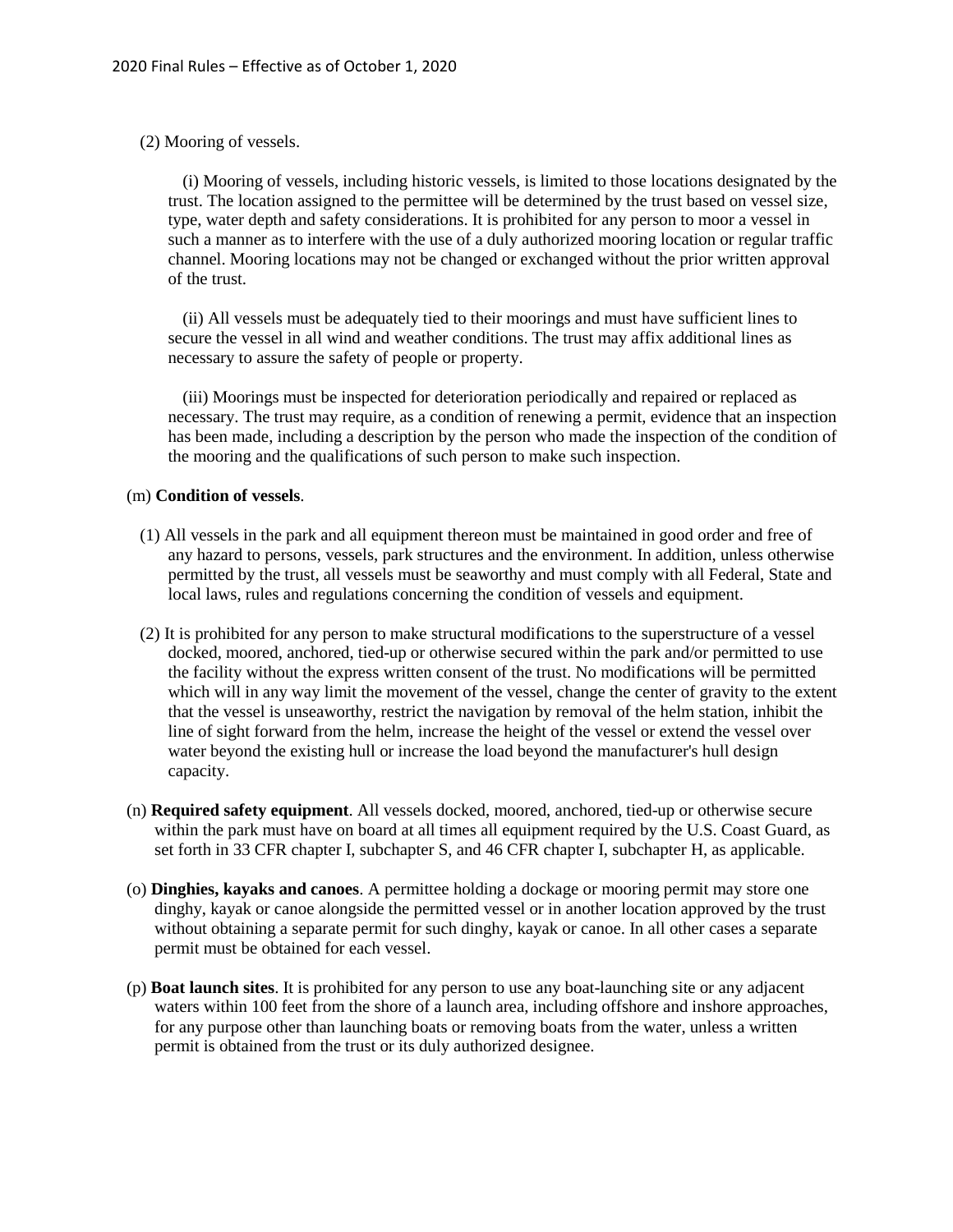(2) Mooring of vessels.

(i) Mooring of vessels, including historic vessels, is limited to those locations designated by the trust. The location assigned to the permittee will be determined by the trust based on vessel size, type, water depth and safety considerations. It is prohibited for any person to moor a vessel in such a manner as to interfere with the use of a duly authorized mooring location or regular traffic channel. Mooring locations may not be changed or exchanged without the prior written approval of the trust.

(ii) All vessels must be adequately tied to their moorings and must have sufficient lines to secure the vessel in all wind and weather conditions. The trust may affix additional lines as necessary to assure the safety of people or property.

(iii) Moorings must be inspected for deterioration periodically and repaired or replaced as necessary. The trust may require, as a condition of renewing a permit, evidence that an inspection has been made, including a description by the person who made the inspection of the condition of the mooring and the qualifications of such person to make such inspection.

(m) **Condition of vessels**.

(1) All vessels in the park and all equipment thereon must be maintained in good order and free of any hazard to persons, vessels, park structures and the environment. In addition, unless otherwise permitted by the trust, all vessels must be seaworthy and must comply with all Federal, State and local laws, rules and regulations concerning the condition of vessels and equipment.

(2) It is prohibited for any person to make structural modifications to the superstructure of a vessel docked, moored, anchored, tied-up or otherwise secured within the park and/or permitted to use the facility without the express written consent of the trust. No modifications will be permitted which will in any way limit the movement of the vessel, change the center of gravity to the extent that the vessel is unseaworthy, restrict the navigation by removal of the helm station, inhibit the line of sight forward from the helm, increase the height of the vessel or extend the vessel over water beyond the existing hull or increase the load beyond the manufacturer's hull design capacity.

(n) **Required safety equipment**. All vessels docked, moored, anchored, tied-up or otherwise secure within the park must have on board at all times all equipment required by the U.S. Coast Guard, as set forth in 33 CFR chapter I, subchapter S, and 46 CFR chapter I, subchapter H, as applicable.

(o) **Dinghies, kayaks and canoes**. A permittee holding a dockage or mooring permit may store one dinghy, kayak or canoe alongside the permitted vessel or in another location approved by the trust without obtaining a separate permit for such dinghy, kayak or canoe. In all other cases a separate permit must be obtained for each vessel.

(p) **Boat launch sites**. It is prohibited for any person to use any boat-launching site or any adjacent waters within 100 feet from the shore of a launch area, including offshore and inshore approaches, for any purpose other than launching boats or removing boats from the water, unless a written permit is obtained from the trust or its duly authorized designee.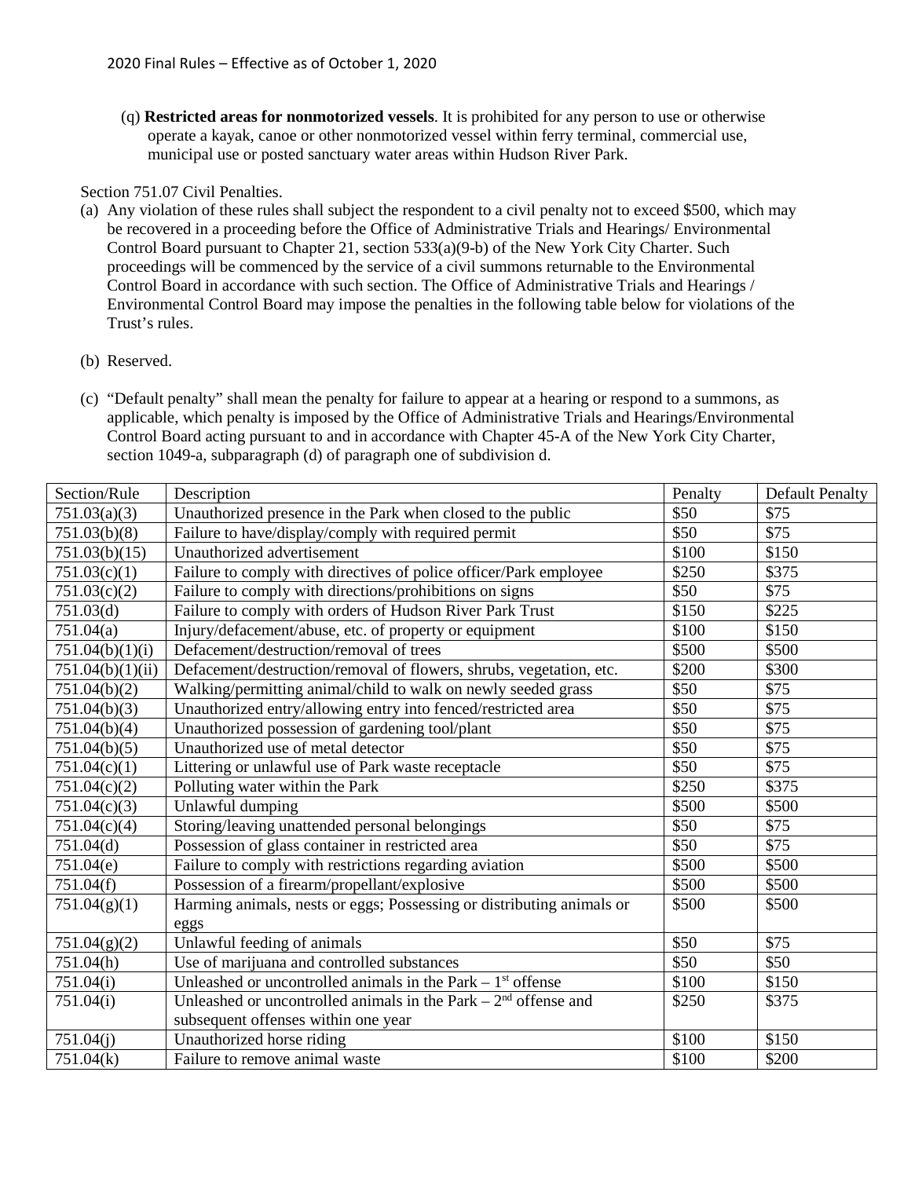(q) **Restricted areas for nonmotorized vessels**. It is prohibited for any person to use or otherwise operate a kayak, canoe or other nonmotorized vessel within ferry terminal, commercial use, municipal use or posted sanctuary water areas within Hudson River Park.

Section 751.07 Civil Penalties.

(a) Any violation of these rules shall subject the respondent to a civil penalty not to exceed $500, which may be recovered in a proceeding before the Office of Administrative Trials and Hearings/ Environmental Control Board pursuant to Chapter 21, section 533(a)(9-b) of the New York City Charter. Such proceedings will be commenced by the service of a civil summons returnable to the Environmental Control Board in accordance with such section. The Office of Administrative Trials and Hearings / Environmental Control Board may impose the penalties in the following table below for violations of the Trust's rules.

(b) Reserved.

(c) "Default penalty" shall mean the penalty for failure to appear at a hearing or respond to a summons, as applicable, which penalty is imposed by the Office of Administrative Trials and Hearings/Environmental Control Board acting pursuant to and in accordance with Chapter 45-A of the New York City Charter, section 1049-a, subparagraph (d) of paragraph one of subdivision d.

| Section/Rule | Description | Penalty | Default Penalty |
|---|---|---|---|
| 751.03(a)(3) | Unauthorized presence in the Park when closed to the public | $50 | $75 |
| 751.03(b)(8) | Failure to have/display/comply with required permit | $50 | $75 |
| 751.03(b)(15) | Unauthorized advertisement | $100 | $150 |
| 751.03(c)(1) | Failure to comply with directives of police officer/Park employee | $250 | $375 |
| 751.03(c)(2) | Failure to comply with directions/prohibitions on signs | $50 | $75 |
| 751.03(d) | Failure to comply with orders of Hudson River Park Trust | $150 | $225 |
| 751.04(a) | Injury/defacement/abuse, etc. of property or equipment | $100 | $150 |
| 751.04(b)(1)(i) | Defacement/destruction/removal of trees | $500 | $500 |
| 751.04(b)(1)(ii) | Defacement/destruction/removal of flowers, shrubs, vegetation, etc. | $200 | $300 |
| 751.04(b)(2) | Walking/permitting animal/child to walk on newly seeded grass | $50 | $75 |
| 751.04(b)(3) | Unauthorized entry/allowing entry into fenced/restricted area | $50 | $75 |
| 751.04(b)(4) | Unauthorized possession of gardening tool/plant | $50 | $75 |
| 751.04(b)(5) | Unauthorized use of metal detector | $50 | $75 |
| 751.04(c)(1) | Littering or unlawful use of Park waste receptacle | $50 | $75 |
| 751.04(c)(2) | Polluting water within the Park | $250 | $375 |
| 751.04(c)(3) | Unlawful dumping | $500 | $500 |
| 751.04(c)(4) | Storing/leaving unattended personal belongings | $50 | $75 |
| 751.04(d) | Possession of glass container in restricted area | $50 | $75 |
| 751.04(e) | Failure to comply with restrictions regarding aviation | $500 | $500 |
| 751.04(f) | Possession of a firearm/propellant/explosive | $500 | $500 |
| 751.04(g)(1) | Harming animals, nests or eggs; Possessing or distributing animals or eggs | $500 | $500 |
| 751.04(g)(2) | Unlawful feeding of animals | $50 | $75 |
| 751.04(h) | Use of marijuana and controlled substances | $50 | $50 |
| 751.04(i) | Unleashed or uncontrolled animals in the Park – 1st offense | $100 | $150 |
| 751.04(i) | Unleashed or uncontrolled animals in the Park – 2nd offense and subsequent offenses within one year | $250 | $375 |
| 751.04(j) | Unauthorized horse riding | $100 | $150 |
| 751.04(k) | Failure to remove animal waste | $100 | $200 |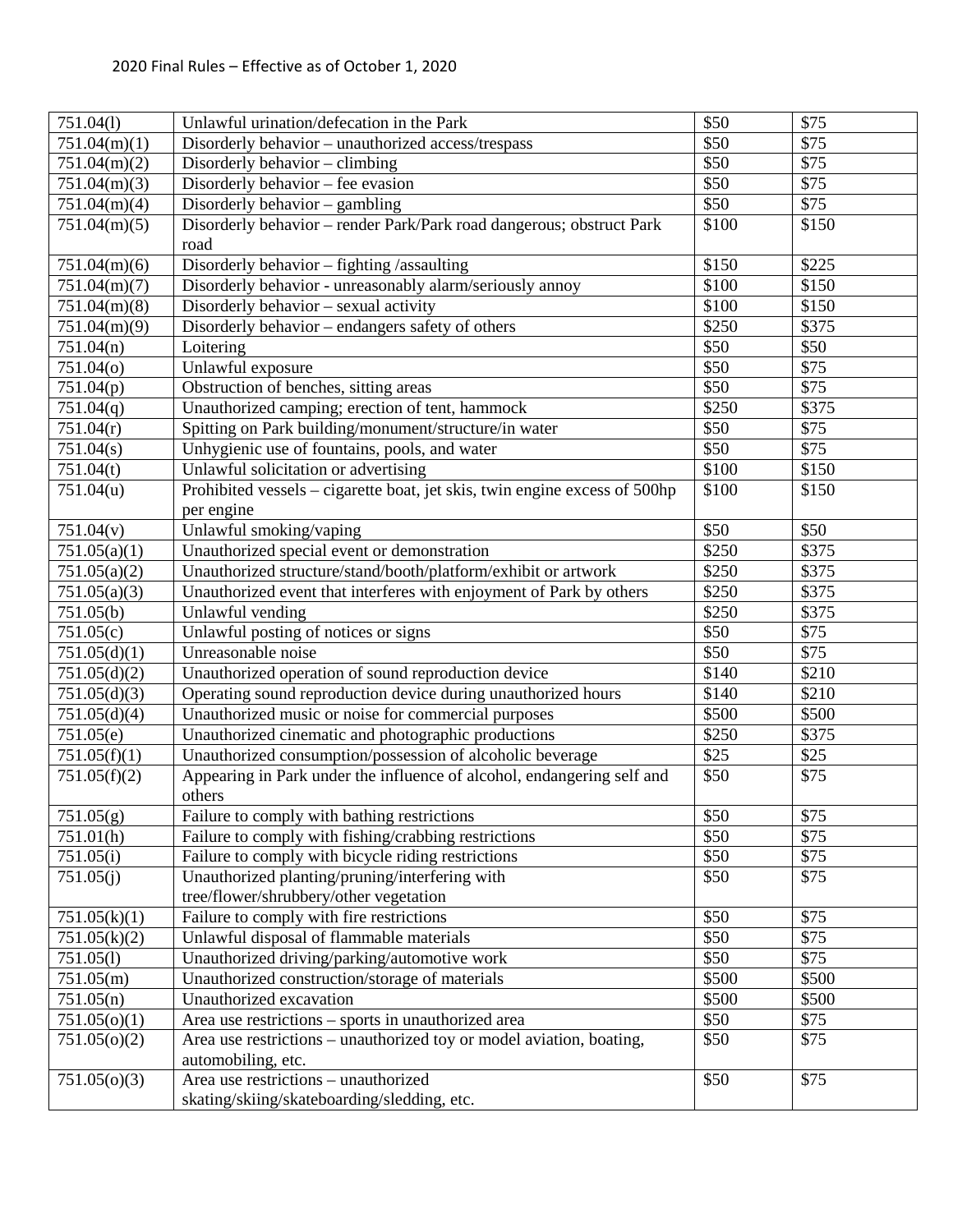2020 Final Rules – Effective as of October 1, 2020

| 751.04(l) | Unlawful urination/defecation in the Park | $50 | $75 |
|---|---|---|---|
| 751.04(m)(1) | Disorderly behavior – unauthorized access/trespass | $50 | $75 |
| 751.04(m)(2) | Disorderly behavior – climbing | $50 | $75 |
| 751.04(m)(3) | Disorderly behavior – fee evasion | $50 | $75 |
| 751.04(m)(4) | Disorderly behavior – gambling | $50 | $75 |
| 751.04(m)(5) | Disorderly behavior – render Park/Park road dangerous; obstruct Park road | $100 | $150 |
| 751.04(m)(6) | Disorderly behavior – fighting /assaulting | $150 | $225 |
| 751.04(m)(7) | Disorderly behavior - unreasonably alarm/seriously annoy | $100 | $150 |
| 751.04(m)(8) | Disorderly behavior – sexual activity | $100 | $150 |
| 751.04(m)(9) | Disorderly behavior – endangers safety of others | $250 | $375 |
| 751.04(n) | Loitering | $50 | $50 |
| 751.04(o) | Unlawful exposure | $50 | $75 |
| 751.04(p) | Obstruction of benches, sitting areas | $50 | $75 |
| 751.04(q) | Unauthorized camping; erection of tent, hammock | $250 | $375 |
| 751.04(r) | Spitting on Park building/monument/structure/in water | $50 | $75 |
| 751.04(s) | Unhygienic use of fountains, pools, and water | $50 | $75 |
| 751.04(t) | Unlawful solicitation or advertising | $100 | $150 |
| 751.04(u) | Prohibited vessels – cigarette boat, jet skis, twin engine excess of 500hp per engine | $100 | $150 |
| 751.04(v) | Unlawful smoking/vaping | $50 | $50 |
| 751.05(a)(1) | Unauthorized special event or demonstration | $250 | $375 |
| 751.05(a)(2) | Unauthorized structure/stand/booth/platform/exhibit or artwork | $250 | $375 |
| 751.05(a)(3) | Unauthorized event that interferes with enjoyment of Park by others | $250 | $375 |
| 751.05(b) | Unlawful vending | $250 | $375 |
| 751.05(c) | Unlawful posting of notices or signs | $50 | $75 |
| 751.05(d)(1) | Unreasonable noise | $50 | $75 |
| 751.05(d)(2) | Unauthorized operation of sound reproduction device | $140 | $210 |
| 751.05(d)(3) | Operating sound reproduction device during unauthorized hours | $140 | $210 |
| 751.05(d)(4) | Unauthorized music or noise for commercial purposes | $500 | $500 |
| 751.05(e) | Unauthorized cinematic and photographic productions | $250 | $375 |
| 751.05(f)(1) | Unauthorized consumption/possession of alcoholic beverage | $25 | $25 |
| 751.05(f)(2) | Appearing in Park under the influence of alcohol, endangering self and others | $50 | $75 |
| 751.05(g) | Failure to comply with bathing restrictions | $50 | $75 |
| 751.01(h) | Failure to comply with fishing/crabbing restrictions | $50 | $75 |
| 751.05(i) | Failure to comply with bicycle riding restrictions | $50 | $75 |
| 751.05(j) | Unauthorized planting/pruning/interfering with tree/flower/shrubbery/other vegetation | $50 | $75 |
| 751.05(k)(1) | Failure to comply with fire restrictions | $50 | $75 |
| 751.05(k)(2) | Unlawful disposal of flammable materials | $50 | $75 |
| 751.05(l) | Unauthorized driving/parking/automotive work | $50 | $75 |
| 751.05(m) | Unauthorized construction/storage of materials | $500 | $500 |
| 751.05(n) | Unauthorized excavation | $500 | $500 |
| 751.05(o)(1) | Area use restrictions – sports in unauthorized area | $50 | $75 |
| 751.05(o)(2) | Area use restrictions – unauthorized toy or model aviation, boating, automobiling, etc. | $50 | $75 |
| 751.05(o)(3) | Area use restrictions – unauthorized skating/skiing/skateboarding/sledding, etc. | $50 | $75 |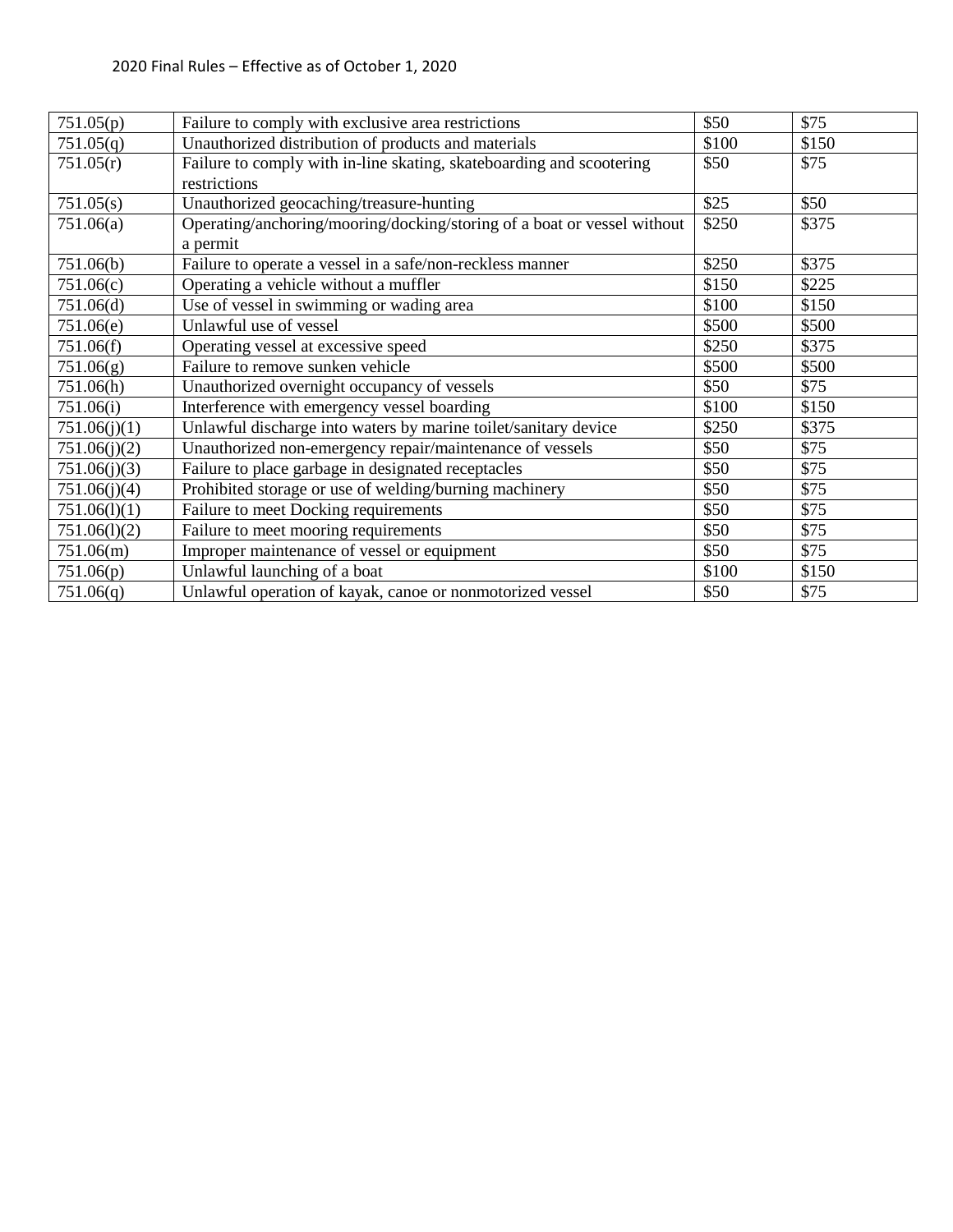| | | | |
|---|---|---|---|
| 751.05(p) | Failure to comply with exclusive area restrictions | $50 | $75 |
| 751.05(q) | Unauthorized distribution of products and materials | $100 | $150 |
| 751.05(r) | Failure to comply with in-line skating, skateboarding and scootering restrictions | $50 | $75 |
| 751.05(s) | Unauthorized geocaching/treasure-hunting | $25 | $50 |
| 751.06(a) | Operating/anchoring/mooring/docking/storing of a boat or vessel without a permit | $250 | $375 |
| 751.06(b) | Failure to operate a vessel in a safe/non-reckless manner | $250 | $375 |
| 751.06(c) | Operating a vehicle without a muffler | $150 | $225 |
| 751.06(d) | Use of vessel in swimming or wading area | $100 | $150 |
| 751.06(e) | Unlawful use of vessel | $500 | $500 |
| 751.06(f) | Operating vessel at excessive speed | $250 | $375 |
| 751.06(g) | Failure to remove sunken vehicle | $500 | $500 |
| 751.06(h) | Unauthorized overnight occupancy of vessels | $50 | $75 |
| 751.06(i) | Interference with emergency vessel boarding | $100 | $150 |
| 751.06(j)(1) | Unlawful discharge into waters by marine toilet/sanitary device | $250 | $375 |
| 751.06(j)(2) | Unauthorized non-emergency repair/maintenance of vessels | $50 | $75 |
| 751.06(j)(3) | Failure to place garbage in designated receptacles | $50 | $75 |
| 751.06(j)(4) | Prohibited storage or use of welding/burning machinery | $50 | $75 |
| 751.06(l)(1) | Failure to meet Docking requirements | $50 | $75 |
| 751.06(l)(2) | Failure to meet mooring requirements | $50 | $75 |
| 751.06(m) | Improper maintenance of vessel or equipment | $50 | $75 |
| 751.06(p) | Unlawful launching of a boat | $100 | $150 |
| 751.06(q) | Unlawful operation of kayak, canoe or nonmotorized vessel | $50 | $75 |